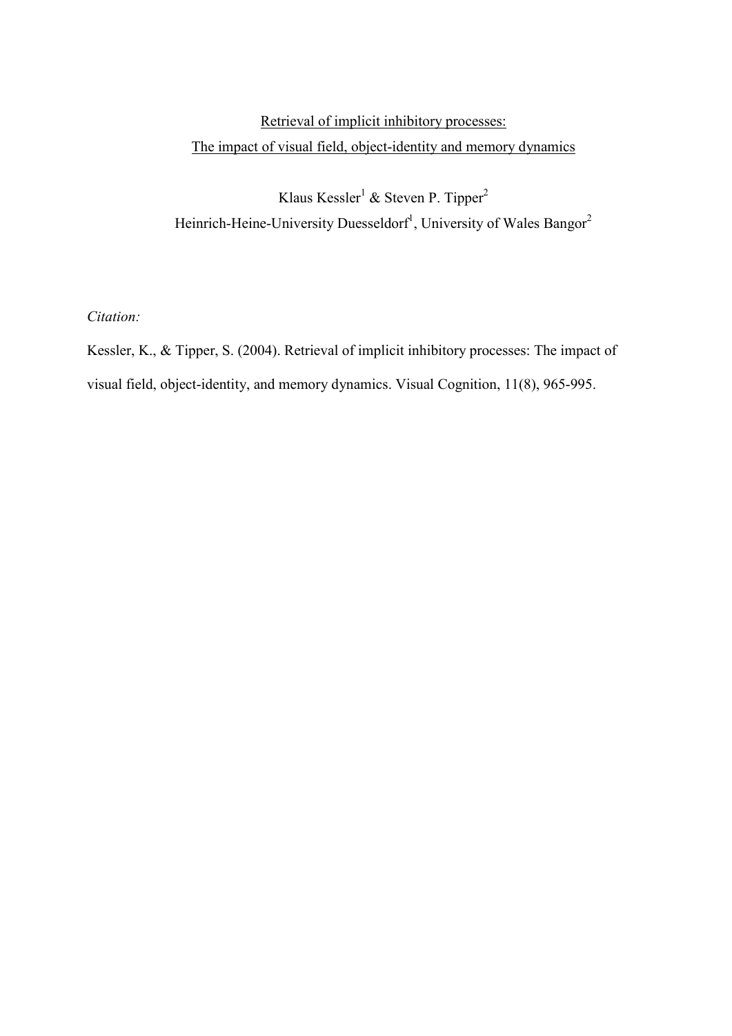# Retrieval of implicit inhibitory processes:
# The impact of visual field, object-identity and memory dynamics

Klaus Kessler[1] & Steven P. Tipper[2]

Heinrich-Heine-University Duesseldorf[1], University of Wales Bangor[2]

*Citation:*

Kessler, K., & Tipper, S. (2004). Retrieval of implicit inhibitory processes: The impact of visual field, object-identity, and memory dynamics. Visual Cognition, 11(8), 965-995.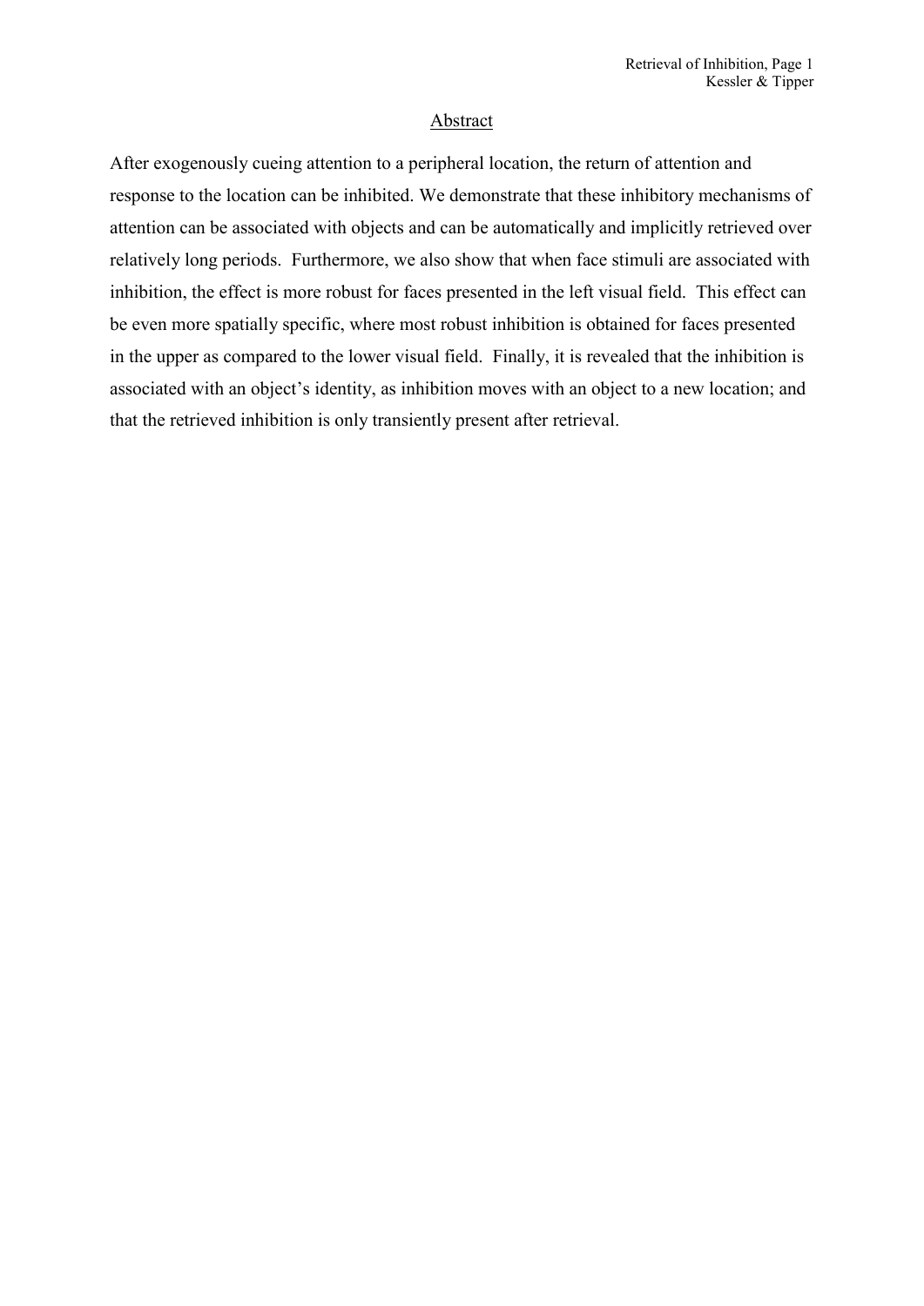## Abstract

After exogenously cueing attention to a peripheral location, the return of attention and response to the location can be inhibited. We demonstrate that these inhibitory mechanisms of attention can be associated with objects and can be automatically and implicitly retrieved over relatively long periods. Furthermore, we also show that when face stimuli are associated with inhibition, the effect is more robust for faces presented in the left visual field. This effect can be even more spatially specific, where most robust inhibition is obtained for faces presented in the upper as compared to the lower visual field. Finally, it is revealed that the inhibition is associated with an object's identity, as inhibition moves with an object to a new location; and that the retrieved inhibition is only transiently present after retrieval.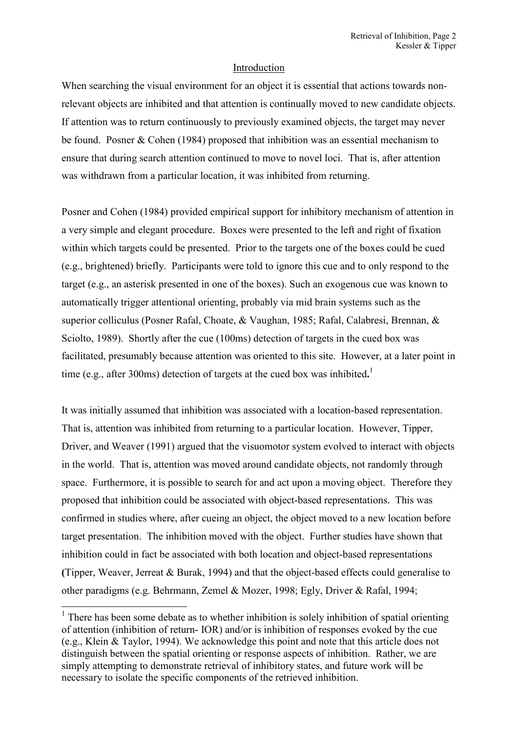## Introduction

When searching the visual environment for an object it is essential that actions towards non-relevant objects are inhibited and that attention is continually moved to new candidate objects. If attention was to return continuously to previously examined objects, the target may never be found. Posner & Cohen (1984) proposed that inhibition was an essential mechanism to ensure that during search attention continued to move to novel loci. That is, after attention was withdrawn from a particular location, it was inhibited from returning.

Posner and Cohen (1984) provided empirical support for inhibitory mechanism of attention in a very simple and elegant procedure. Boxes were presented to the left and right of fixation within which targets could be presented. Prior to the targets one of the boxes could be cued (e.g., brightened) briefly. Participants were told to ignore this cue and to only respond to the target (e.g., an asterisk presented in one of the boxes). Such an exogenous cue was known to automatically trigger attentional orienting, probably via mid brain systems such as the superior colliculus (Posner Rafal, Choate, & Vaughan, 1985; Rafal, Calabresi, Brennan, & Sciolto, 1989). Shortly after the cue (100ms) detection of targets in the cued box was facilitated, presumably because attention was oriented to this site. However, at a later point in time (e.g., after 300ms) detection of targets at the cued box was inhibited**.**[1]

It was initially assumed that inhibition was associated with a location-based representation. That is, attention was inhibited from returning to a particular location. However, Tipper, Driver, and Weaver (1991) argued that the visuomotor system evolved to interact with objects in the world. That is, attention was moved around candidate objects, not randomly through space. Furthermore, it is possible to search for and act upon a moving object. Therefore they proposed that inhibition could be associated with object-based representations. This was confirmed in studies where, after cueing an object, the object moved to a new location before target presentation. The inhibition moved with the object. Further studies have shown that inhibition could in fact be associated with both location and object-based representations **(**Tipper, Weaver, Jerreat & Burak, 1994) and that the object-based effects could generalise to other paradigms (e.g. Behrmann, Zemel & Mozer, 1998; Egly, Driver & Rafal, 1994;

---

[1] There has been some debate as to whether inhibition is solely inhibition of spatial orienting of attention (inhibition of return- IOR) and/or is inhibition of responses evoked by the cue (e.g., Klein & Taylor, 1994). We acknowledge this point and note that this article does not distinguish between the spatial orienting or response aspects of inhibition. Rather, we are simply attempting to demonstrate retrieval of inhibitory states, and future work will be necessary to isolate the specific components of the retrieved inhibition.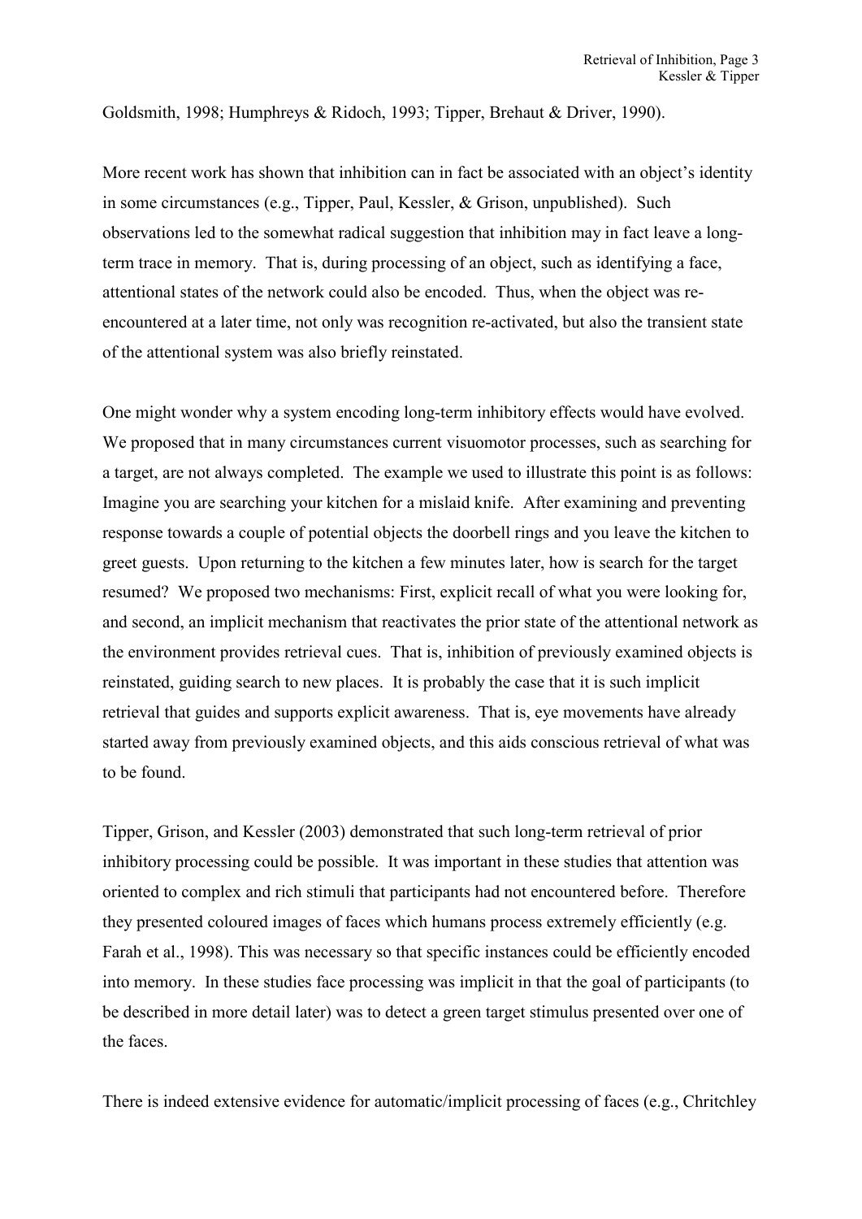Goldsmith, 1998; Humphreys & Ridoch, 1993; Tipper, Brehaut & Driver, 1990).

More recent work has shown that inhibition can in fact be associated with an object's identity in some circumstances (e.g., Tipper, Paul, Kessler, & Grison, unpublished). Such observations led to the somewhat radical suggestion that inhibition may in fact leave a long-term trace in memory. That is, during processing of an object, such as identifying a face, attentional states of the network could also be encoded. Thus, when the object was re-encountered at a later time, not only was recognition re-activated, but also the transient state of the attentional system was also briefly reinstated.

One might wonder why a system encoding long-term inhibitory effects would have evolved. We proposed that in many circumstances current visuomotor processes, such as searching for a target, are not always completed. The example we used to illustrate this point is as follows: Imagine you are searching your kitchen for a mislaid knife. After examining and preventing response towards a couple of potential objects the doorbell rings and you leave the kitchen to greet guests. Upon returning to the kitchen a few minutes later, how is search for the target resumed? We proposed two mechanisms: First, explicit recall of what you were looking for, and second, an implicit mechanism that reactivates the prior state of the attentional network as the environment provides retrieval cues. That is, inhibition of previously examined objects is reinstated, guiding search to new places. It is probably the case that it is such implicit retrieval that guides and supports explicit awareness. That is, eye movements have already started away from previously examined objects, and this aids conscious retrieval of what was to be found.

Tipper, Grison, and Kessler (2003) demonstrated that such long-term retrieval of prior inhibitory processing could be possible. It was important in these studies that attention was oriented to complex and rich stimuli that participants had not encountered before. Therefore they presented coloured images of faces which humans process extremely efficiently (e.g. Farah et al., 1998). This was necessary so that specific instances could be efficiently encoded into memory. In these studies face processing was implicit in that the goal of participants (to be described in more detail later) was to detect a green target stimulus presented over one of the faces.

There is indeed extensive evidence for automatic/implicit processing of faces (e.g., Chritchley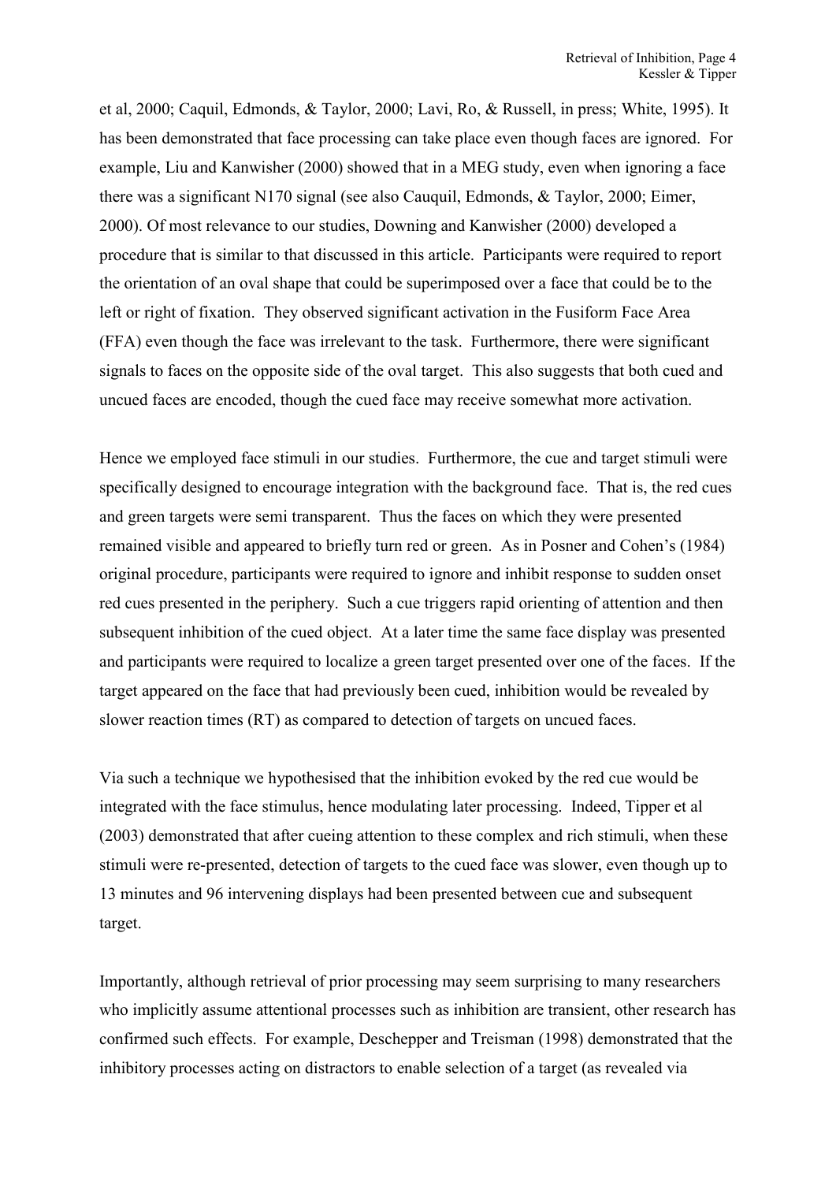et al, 2000; Caquil, Edmonds, & Taylor, 2000; Lavi, Ro, & Russell, in press; White, 1995). It has been demonstrated that face processing can take place even though faces are ignored. For example, Liu and Kanwisher (2000) showed that in a MEG study, even when ignoring a face there was a significant N170 signal (see also Cauquil, Edmonds, & Taylor, 2000; Eimer, 2000). Of most relevance to our studies, Downing and Kanwisher (2000) developed a procedure that is similar to that discussed in this article. Participants were required to report the orientation of an oval shape that could be superimposed over a face that could be to the left or right of fixation. They observed significant activation in the Fusiform Face Area (FFA) even though the face was irrelevant to the task. Furthermore, there were significant signals to faces on the opposite side of the oval target. This also suggests that both cued and uncued faces are encoded, though the cued face may receive somewhat more activation.

Hence we employed face stimuli in our studies. Furthermore, the cue and target stimuli were specifically designed to encourage integration with the background face. That is, the red cues and green targets were semi transparent. Thus the faces on which they were presented remained visible and appeared to briefly turn red or green. As in Posner and Cohen's (1984) original procedure, participants were required to ignore and inhibit response to sudden onset red cues presented in the periphery. Such a cue triggers rapid orienting of attention and then subsequent inhibition of the cued object. At a later time the same face display was presented and participants were required to localize a green target presented over one of the faces. If the target appeared on the face that had previously been cued, inhibition would be revealed by slower reaction times (RT) as compared to detection of targets on uncued faces.

Via such a technique we hypothesised that the inhibition evoked by the red cue would be integrated with the face stimulus, hence modulating later processing. Indeed, Tipper et al (2003) demonstrated that after cueing attention to these complex and rich stimuli, when these stimuli were re-presented, detection of targets to the cued face was slower, even though up to 13 minutes and 96 intervening displays had been presented between cue and subsequent target.

Importantly, although retrieval of prior processing may seem surprising to many researchers who implicitly assume attentional processes such as inhibition are transient, other research has confirmed such effects. For example, Deschepper and Treisman (1998) demonstrated that the inhibitory processes acting on distractors to enable selection of a target (as revealed via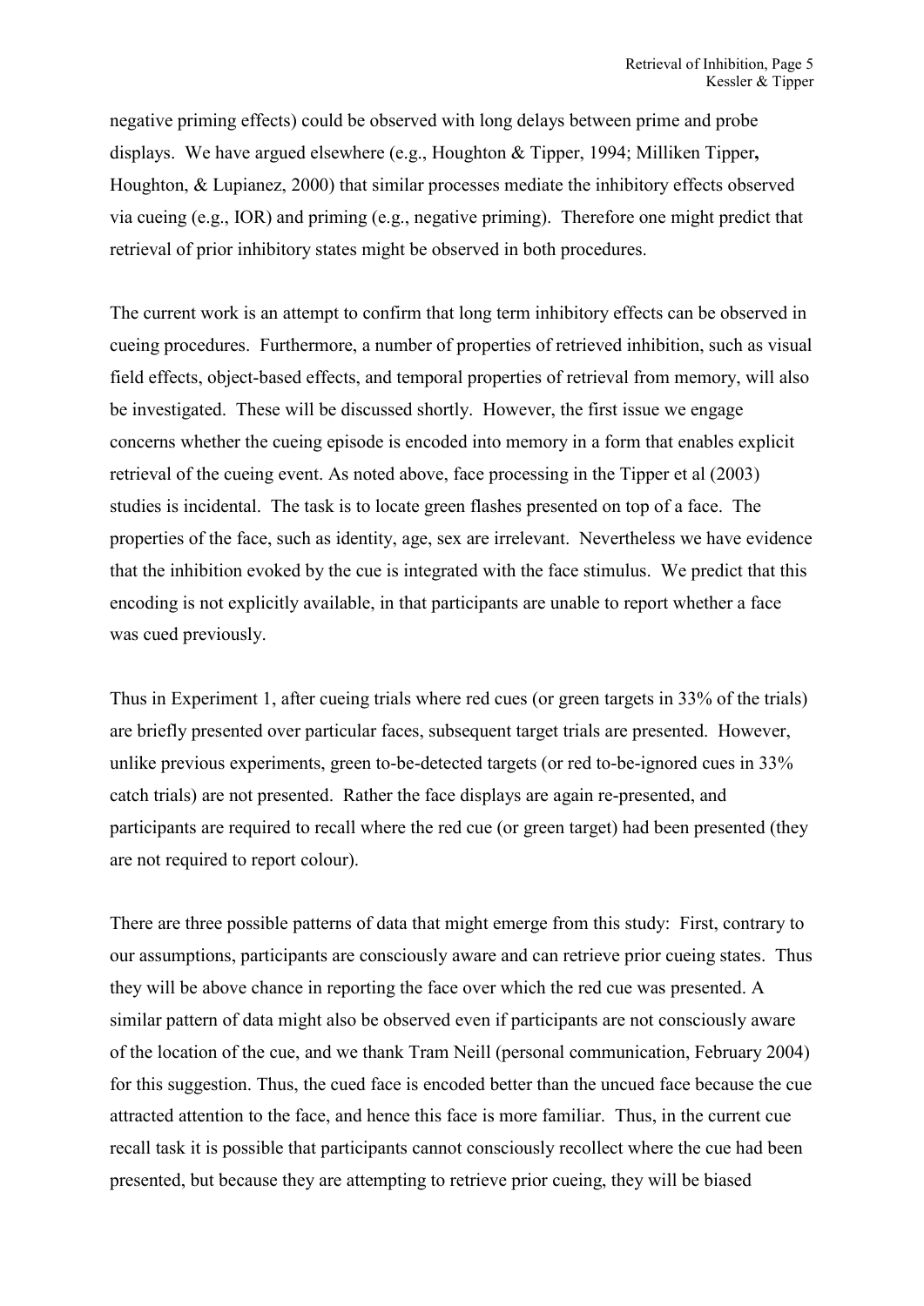negative priming effects) could be observed with long delays between prime and probe displays. We have argued elsewhere (e.g., Houghton & Tipper, 1994; Milliken Tipper**,** Houghton, & Lupianez, 2000) that similar processes mediate the inhibitory effects observed via cueing (e.g., IOR) and priming (e.g., negative priming). Therefore one might predict that retrieval of prior inhibitory states might be observed in both procedures.

The current work is an attempt to confirm that long term inhibitory effects can be observed in cueing procedures. Furthermore, a number of properties of retrieved inhibition, such as visual field effects, object-based effects, and temporal properties of retrieval from memory, will also be investigated. These will be discussed shortly. However, the first issue we engage concerns whether the cueing episode is encoded into memory in a form that enables explicit retrieval of the cueing event. As noted above, face processing in the Tipper et al (2003) studies is incidental. The task is to locate green flashes presented on top of a face. The properties of the face, such as identity, age, sex are irrelevant. Nevertheless we have evidence that the inhibition evoked by the cue is integrated with the face stimulus. We predict that this encoding is not explicitly available, in that participants are unable to report whether a face was cued previously.

Thus in Experiment 1, after cueing trials where red cues (or green targets in 33% of the trials) are briefly presented over particular faces, subsequent target trials are presented. However, unlike previous experiments, green to-be-detected targets (or red to-be-ignored cues in 33% catch trials) are not presented. Rather the face displays are again re-presented, and participants are required to recall where the red cue (or green target) had been presented (they are not required to report colour).

There are three possible patterns of data that might emerge from this study: First, contrary to our assumptions, participants are consciously aware and can retrieve prior cueing states. Thus they will be above chance in reporting the face over which the red cue was presented. A similar pattern of data might also be observed even if participants are not consciously aware of the location of the cue, and we thank Tram Neill (personal communication, February 2004) for this suggestion. Thus, the cued face is encoded better than the uncued face because the cue attracted attention to the face, and hence this face is more familiar. Thus, in the current cue recall task it is possible that participants cannot consciously recollect where the cue had been presented, but because they are attempting to retrieve prior cueing, they will be biased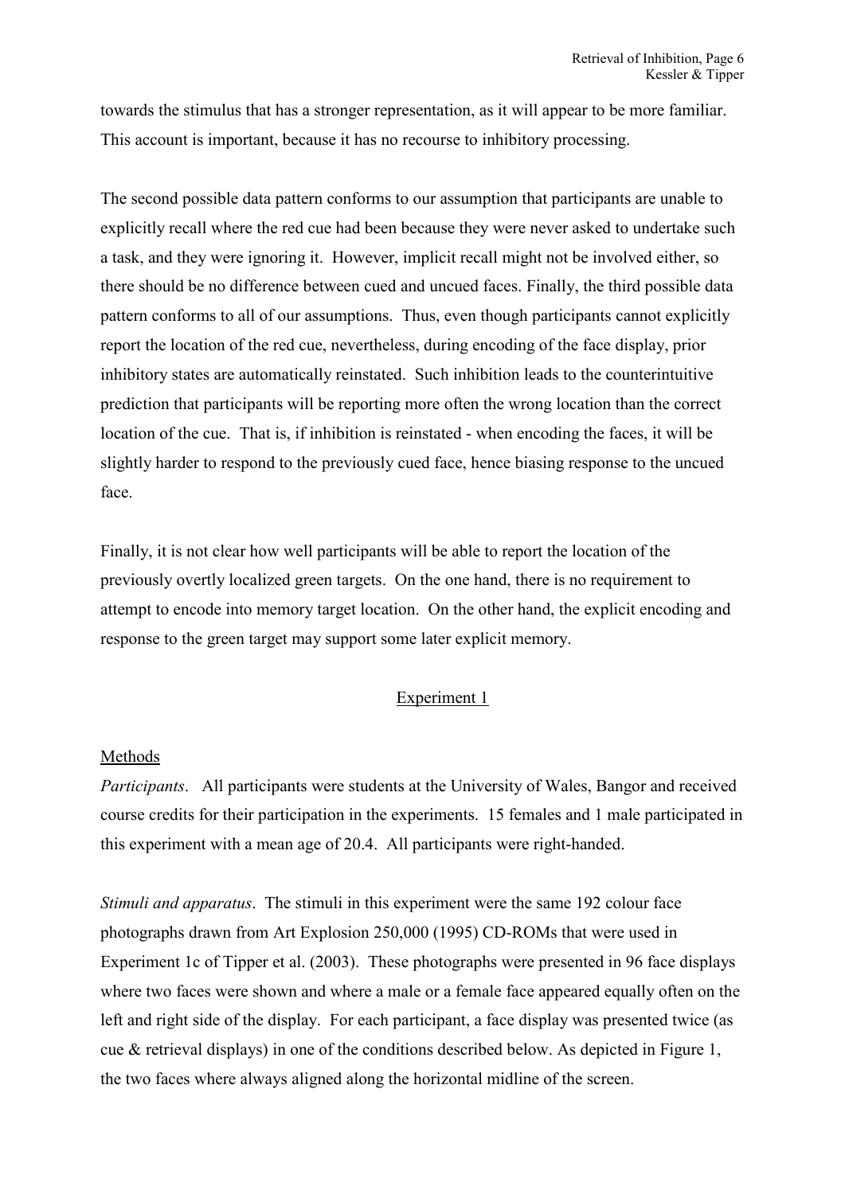towards the stimulus that has a stronger representation, as it will appear to be more familiar. This account is important, because it has no recourse to inhibitory processing.

The second possible data pattern conforms to our assumption that participants are unable to explicitly recall where the red cue had been because they were never asked to undertake such a task, and they were ignoring it. However, implicit recall might not be involved either, so there should be no difference between cued and uncued faces. Finally, the third possible data pattern conforms to all of our assumptions. Thus, even though participants cannot explicitly report the location of the red cue, nevertheless, during encoding of the face display, prior inhibitory states are automatically reinstated. Such inhibition leads to the counterintuitive prediction that participants will be reporting more often the wrong location than the correct location of the cue. That is, if inhibition is reinstated - when encoding the faces, it will be slightly harder to respond to the previously cued face, hence biasing response to the uncued face.

Finally, it is not clear how well participants will be able to report the location of the previously overtly localized green targets. On the one hand, there is no requirement to attempt to encode into memory target location. On the other hand, the explicit encoding and response to the green target may support some later explicit memory.

## Experiment 1

### Methods

*Participants*. All participants were students at the University of Wales, Bangor and received course credits for their participation in the experiments. 15 females and 1 male participated in this experiment with a mean age of 20.4. All participants were right-handed.

*Stimuli and apparatus*. The stimuli in this experiment were the same 192 colour face photographs drawn from Art Explosion 250,000 (1995) CD-ROMs that were used in Experiment 1c of Tipper et al. (2003). These photographs were presented in 96 face displays where two faces were shown and where a male or a female face appeared equally often on the left and right side of the display. For each participant, a face display was presented twice (as cue & retrieval displays) in one of the conditions described below. As depicted in Figure 1, the two faces where always aligned along the horizontal midline of the screen.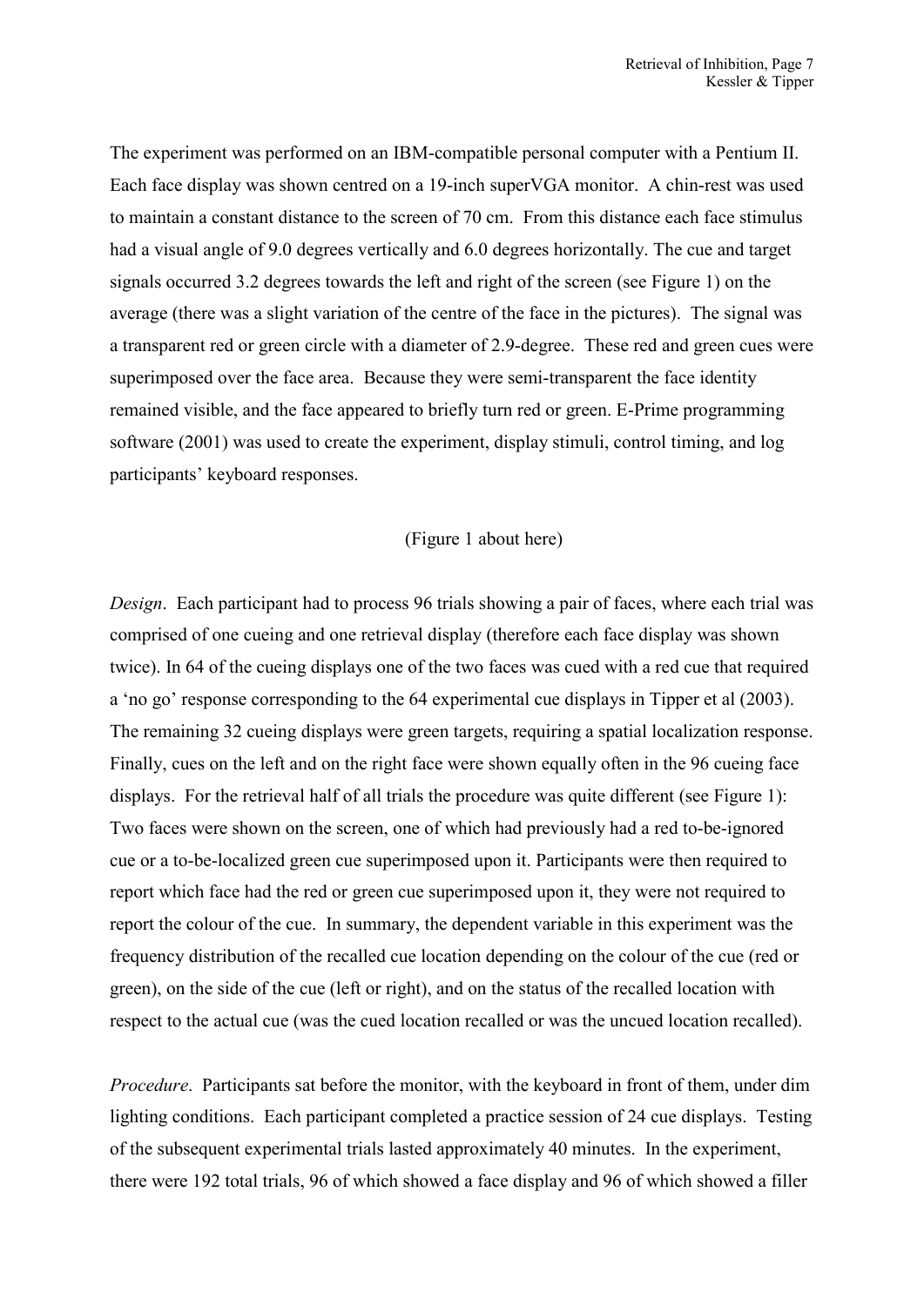The experiment was performed on an IBM-compatible personal computer with a Pentium II. Each face display was shown centred on a 19-inch superVGA monitor. A chin-rest was used to maintain a constant distance to the screen of 70 cm. From this distance each face stimulus had a visual angle of 9.0 degrees vertically and 6.0 degrees horizontally. The cue and target signals occurred 3.2 degrees towards the left and right of the screen (see Figure 1) on the average (there was a slight variation of the centre of the face in the pictures). The signal was a transparent red or green circle with a diameter of 2.9-degree. These red and green cues were superimposed over the face area. Because they were semi-transparent the face identity remained visible, and the face appeared to briefly turn red or green. E-Prime programming software (2001) was used to create the experiment, display stimuli, control timing, and log participants' keyboard responses.

(Figure 1 about here)

*Design*. Each participant had to process 96 trials showing a pair of faces, where each trial was comprised of one cueing and one retrieval display (therefore each face display was shown twice). In 64 of the cueing displays one of the two faces was cued with a red cue that required a 'no go' response corresponding to the 64 experimental cue displays in Tipper et al (2003). The remaining 32 cueing displays were green targets, requiring a spatial localization response. Finally, cues on the left and on the right face were shown equally often in the 96 cueing face displays. For the retrieval half of all trials the procedure was quite different (see Figure 1): Two faces were shown on the screen, one of which had previously had a red to-be-ignored cue or a to-be-localized green cue superimposed upon it. Participants were then required to report which face had the red or green cue superimposed upon it, they were not required to report the colour of the cue. In summary, the dependent variable in this experiment was the frequency distribution of the recalled cue location depending on the colour of the cue (red or green), on the side of the cue (left or right), and on the status of the recalled location with respect to the actual cue (was the cued location recalled or was the uncued location recalled).

*Procedure*. Participants sat before the monitor, with the keyboard in front of them, under dim lighting conditions. Each participant completed a practice session of 24 cue displays. Testing of the subsequent experimental trials lasted approximately 40 minutes. In the experiment, there were 192 total trials, 96 of which showed a face display and 96 of which showed a filler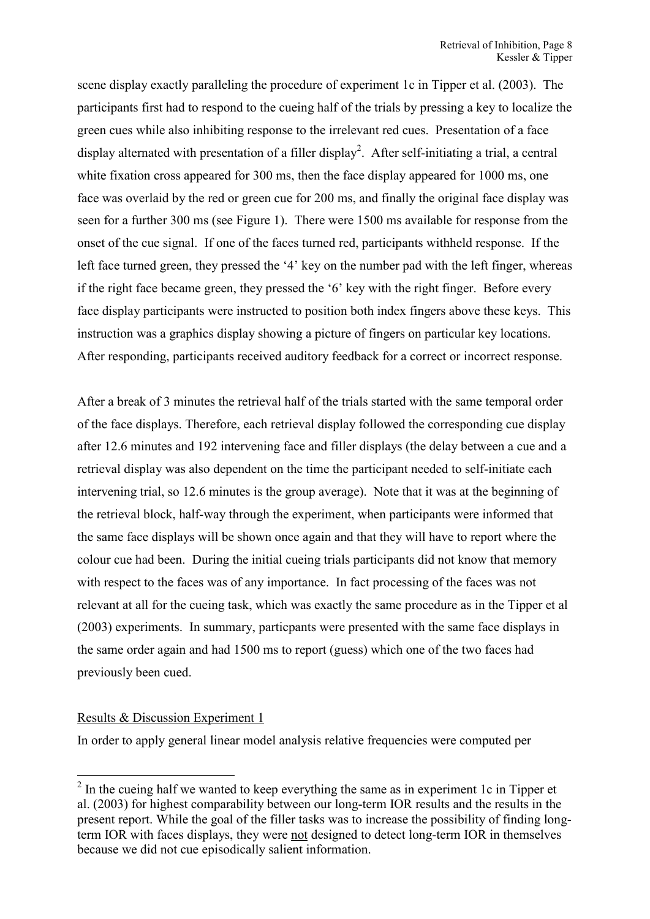scene display exactly paralleling the procedure of experiment 1c in Tipper et al. (2003). The participants first had to respond to the cueing half of the trials by pressing a key to localize the green cues while also inhibiting response to the irrelevant red cues. Presentation of a face display alternated with presentation of a filler display[2]. After self-initiating a trial, a central white fixation cross appeared for 300 ms, then the face display appeared for 1000 ms, one face was overlaid by the red or green cue for 200 ms, and finally the original face display was seen for a further 300 ms (see Figure 1). There were 1500 ms available for response from the onset of the cue signal. If one of the faces turned red, participants withheld response. If the left face turned green, they pressed the '4' key on the number pad with the left finger, whereas if the right face became green, they pressed the '6' key with the right finger. Before every face display participants were instructed to position both index fingers above these keys. This instruction was a graphics display showing a picture of fingers on particular key locations. After responding, participants received auditory feedback for a correct or incorrect response.

After a break of 3 minutes the retrieval half of the trials started with the same temporal order of the face displays. Therefore, each retrieval display followed the corresponding cue display after 12.6 minutes and 192 intervening face and filler displays (the delay between a cue and a retrieval display was also dependent on the time the participant needed to self-initiate each intervening trial, so 12.6 minutes is the group average). Note that it was at the beginning of the retrieval block, half-way through the experiment, when participants were informed that the same face displays will be shown once again and that they will have to report where the colour cue had been. During the initial cueing trials participants did not know that memory with respect to the faces was of any importance. In fact processing of the faces was not relevant at all for the cueing task, which was exactly the same procedure as in the Tipper et al (2003) experiments. In summary, particpants were presented with the same face displays in the same order again and had 1500 ms to report (guess) which one of the two faces had previously been cued.

## Results & Discussion Experiment 1

In order to apply general linear model analysis relative frequencies were computed per

---

[2] In the cueing half we wanted to keep everything the same as in experiment 1c in Tipper et al. (2003) for highest comparability between our long-term IOR results and the results in the present report. While the goal of the filler tasks was to increase the possibility of finding long-term IOR with faces displays, they were not designed to detect long-term IOR in themselves because we did not cue episodically salient information.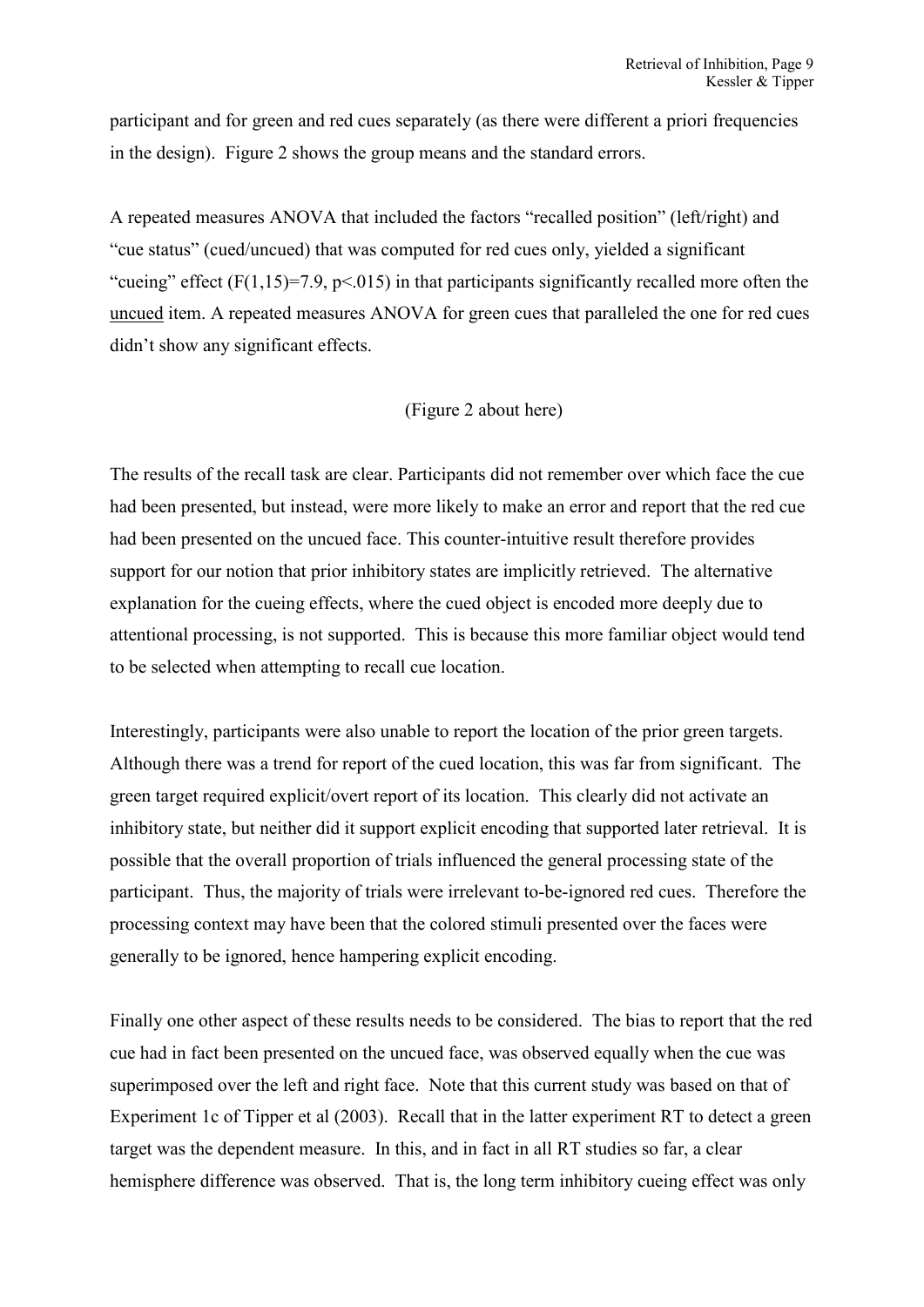participant and for green and red cues separately (as there were different a priori frequencies in the design). Figure 2 shows the group means and the standard errors.

A repeated measures ANOVA that included the factors "recalled position" (left/right) and "cue status" (cued/uncued) that was computed for red cues only, yielded a significant "cueing" effect ($F(1,15)=7.9$, $p<.015$) in that participants significantly recalled more often the <u>uncued</u> item. A repeated measures ANOVA for green cues that paralleled the one for red cues didn't show any significant effects.

(Figure 2 about here)

The results of the recall task are clear. Participants did not remember over which face the cue had been presented, but instead, were more likely to make an error and report that the red cue had been presented on the uncued face. This counter-intuitive result therefore provides support for our notion that prior inhibitory states are implicitly retrieved. The alternative explanation for the cueing effects, where the cued object is encoded more deeply due to attentional processing, is not supported. This is because this more familiar object would tend to be selected when attempting to recall cue location.

Interestingly, participants were also unable to report the location of the prior green targets. Although there was a trend for report of the cued location, this was far from significant. The green target required explicit/overt report of its location. This clearly did not activate an inhibitory state, but neither did it support explicit encoding that supported later retrieval. It is possible that the overall proportion of trials influenced the general processing state of the participant. Thus, the majority of trials were irrelevant to-be-ignored red cues. Therefore the processing context may have been that the colored stimuli presented over the faces were generally to be ignored, hence hampering explicit encoding.

Finally one other aspect of these results needs to be considered. The bias to report that the red cue had in fact been presented on the uncued face, was observed equally when the cue was superimposed over the left and right face. Note that this current study was based on that of Experiment 1c of Tipper et al (2003). Recall that in the latter experiment RT to detect a green target was the dependent measure. In this, and in fact in all RT studies so far, a clear hemisphere difference was observed. That is, the long term inhibitory cueing effect was only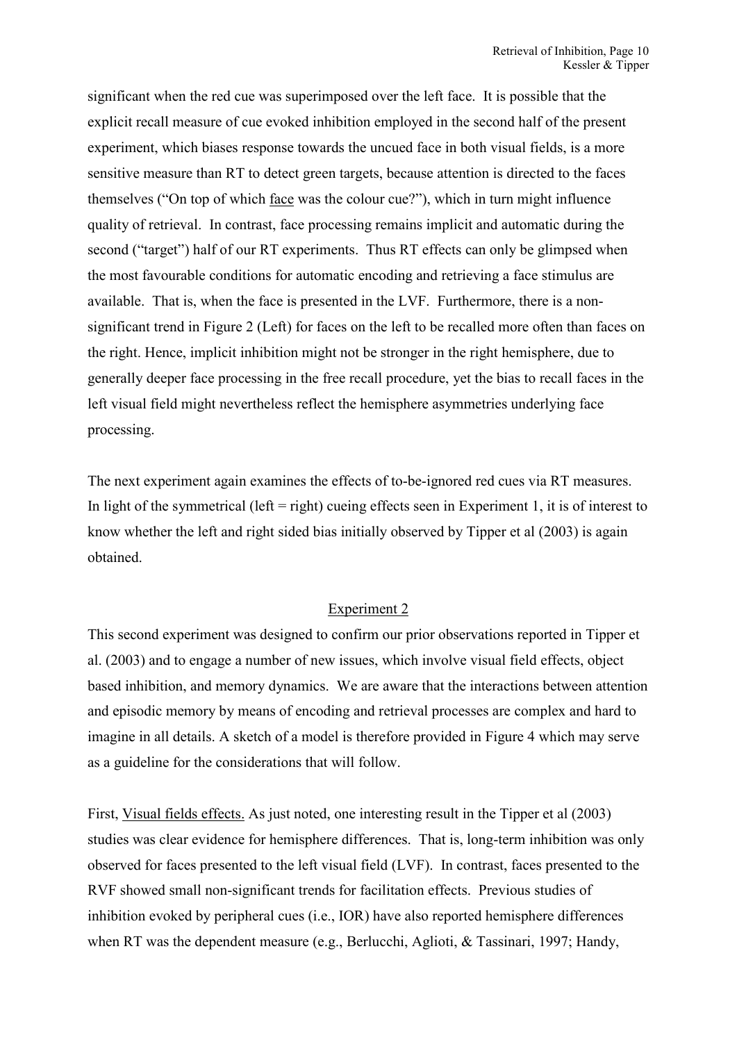significant when the red cue was superimposed over the left face. It is possible that the explicit recall measure of cue evoked inhibition employed in the second half of the present experiment, which biases response towards the uncued face in both visual fields, is a more sensitive measure than RT to detect green targets, because attention is directed to the faces themselves ("On top of which face was the colour cue?"), which in turn might influence quality of retrieval. In contrast, face processing remains implicit and automatic during the second ("target") half of our RT experiments. Thus RT effects can only be glimpsed when the most favourable conditions for automatic encoding and retrieving a face stimulus are available. That is, when the face is presented in the LVF. Furthermore, there is a non-significant trend in Figure 2 (Left) for faces on the left to be recalled more often than faces on the right. Hence, implicit inhibition might not be stronger in the right hemisphere, due to generally deeper face processing in the free recall procedure, yet the bias to recall faces in the left visual field might nevertheless reflect the hemisphere asymmetries underlying face processing.

The next experiment again examines the effects of to-be-ignored red cues via RT measures. In light of the symmetrical (left = right) cueing effects seen in Experiment 1, it is of interest to know whether the left and right sided bias initially observed by Tipper et al (2003) is again obtained.

## Experiment 2

This second experiment was designed to confirm our prior observations reported in Tipper et al. (2003) and to engage a number of new issues, which involve visual field effects, object based inhibition, and memory dynamics. We are aware that the interactions between attention and episodic memory by means of encoding and retrieval processes are complex and hard to imagine in all details. A sketch of a model is therefore provided in Figure 4 which may serve as a guideline for the considerations that will follow.

First, Visual fields effects. As just noted, one interesting result in the Tipper et al (2003) studies was clear evidence for hemisphere differences. That is, long-term inhibition was only observed for faces presented to the left visual field (LVF). In contrast, faces presented to the RVF showed small non-significant trends for facilitation effects. Previous studies of inhibition evoked by peripheral cues (i.e., IOR) have also reported hemisphere differences when RT was the dependent measure (e.g., Berlucchi, Aglioti, & Tassinari, 1997; Handy,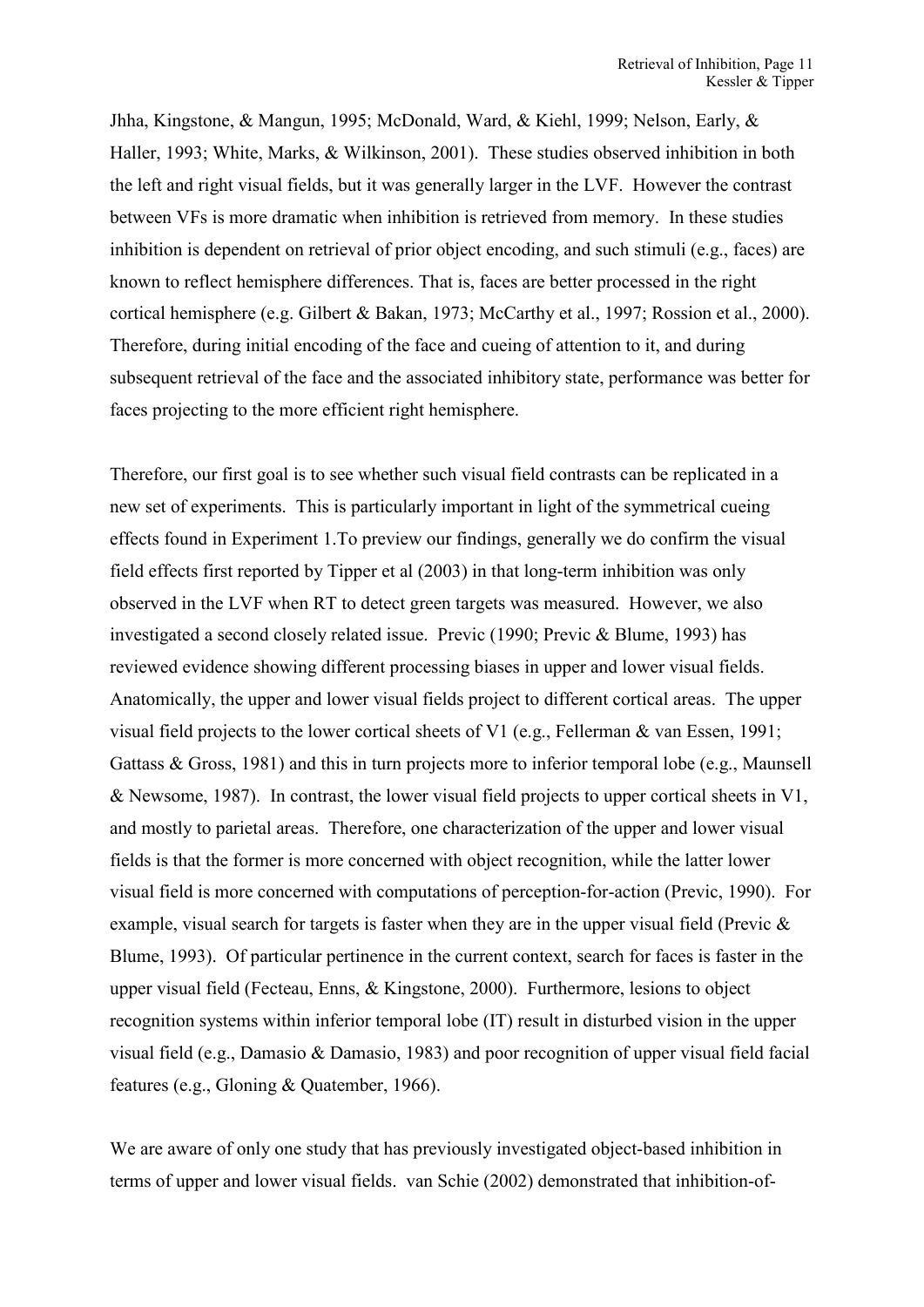Jhha, Kingstone, & Mangun, 1995; McDonald, Ward, & Kiehl, 1999; Nelson, Early, & Haller, 1993; White, Marks, & Wilkinson, 2001). These studies observed inhibition in both the left and right visual fields, but it was generally larger in the LVF. However the contrast between VFs is more dramatic when inhibition is retrieved from memory. In these studies inhibition is dependent on retrieval of prior object encoding, and such stimuli (e.g., faces) are known to reflect hemisphere differences. That is, faces are better processed in the right cortical hemisphere (e.g. Gilbert & Bakan, 1973; McCarthy et al., 1997; Rossion et al., 2000). Therefore, during initial encoding of the face and cueing of attention to it, and during subsequent retrieval of the face and the associated inhibitory state, performance was better for faces projecting to the more efficient right hemisphere.

Therefore, our first goal is to see whether such visual field contrasts can be replicated in a new set of experiments. This is particularly important in light of the symmetrical cueing effects found in Experiment 1.To preview our findings, generally we do confirm the visual field effects first reported by Tipper et al (2003) in that long-term inhibition was only observed in the LVF when RT to detect green targets was measured. However, we also investigated a second closely related issue. Previc (1990; Previc & Blume, 1993) has reviewed evidence showing different processing biases in upper and lower visual fields. Anatomically, the upper and lower visual fields project to different cortical areas. The upper visual field projects to the lower cortical sheets of V1 (e.g., Fellerman & van Essen, 1991; Gattass & Gross, 1981) and this in turn projects more to inferior temporal lobe (e.g., Maunsell & Newsome, 1987). In contrast, the lower visual field projects to upper cortical sheets in V1, and mostly to parietal areas. Therefore, one characterization of the upper and lower visual fields is that the former is more concerned with object recognition, while the latter lower visual field is more concerned with computations of perception-for-action (Previc, 1990). For example, visual search for targets is faster when they are in the upper visual field (Previc & Blume, 1993). Of particular pertinence in the current context, search for faces is faster in the upper visual field (Fecteau, Enns, & Kingstone, 2000). Furthermore, lesions to object recognition systems within inferior temporal lobe (IT) result in disturbed vision in the upper visual field (e.g., Damasio & Damasio, 1983) and poor recognition of upper visual field facial features (e.g., Gloning & Quatember, 1966).

We are aware of only one study that has previously investigated object-based inhibition in terms of upper and lower visual fields. van Schie (2002) demonstrated that inhibition-of-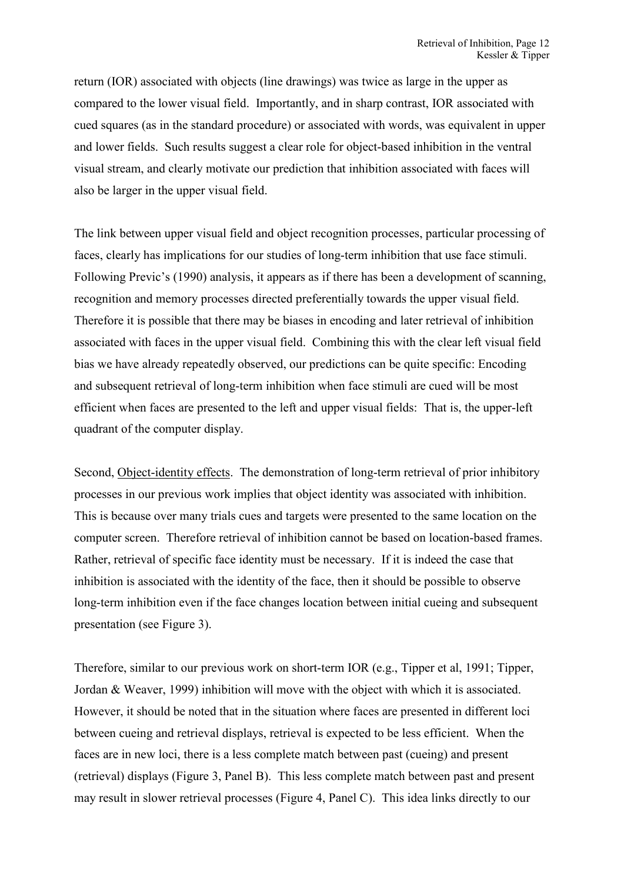return (IOR) associated with objects (line drawings) was twice as large in the upper as compared to the lower visual field. Importantly, and in sharp contrast, IOR associated with cued squares (as in the standard procedure) or associated with words, was equivalent in upper and lower fields. Such results suggest a clear role for object-based inhibition in the ventral visual stream, and clearly motivate our prediction that inhibition associated with faces will also be larger in the upper visual field.

The link between upper visual field and object recognition processes, particular processing of faces, clearly has implications for our studies of long-term inhibition that use face stimuli. Following Previc's (1990) analysis, it appears as if there has been a development of scanning, recognition and memory processes directed preferentially towards the upper visual field. Therefore it is possible that there may be biases in encoding and later retrieval of inhibition associated with faces in the upper visual field. Combining this with the clear left visual field bias we have already repeatedly observed, our predictions can be quite specific: Encoding and subsequent retrieval of long-term inhibition when face stimuli are cued will be most efficient when faces are presented to the left and upper visual fields: That is, the upper-left quadrant of the computer display.

Second, Object-identity effects. The demonstration of long-term retrieval of prior inhibitory processes in our previous work implies that object identity was associated with inhibition. This is because over many trials cues and targets were presented to the same location on the computer screen. Therefore retrieval of inhibition cannot be based on location-based frames. Rather, retrieval of specific face identity must be necessary. If it is indeed the case that inhibition is associated with the identity of the face, then it should be possible to observe long-term inhibition even if the face changes location between initial cueing and subsequent presentation (see Figure 3).

Therefore, similar to our previous work on short-term IOR (e.g., Tipper et al, 1991; Tipper, Jordan & Weaver, 1999) inhibition will move with the object with which it is associated. However, it should be noted that in the situation where faces are presented in different loci between cueing and retrieval displays, retrieval is expected to be less efficient. When the faces are in new loci, there is a less complete match between past (cueing) and present (retrieval) displays (Figure 3, Panel B). This less complete match between past and present may result in slower retrieval processes (Figure 4, Panel C). This idea links directly to our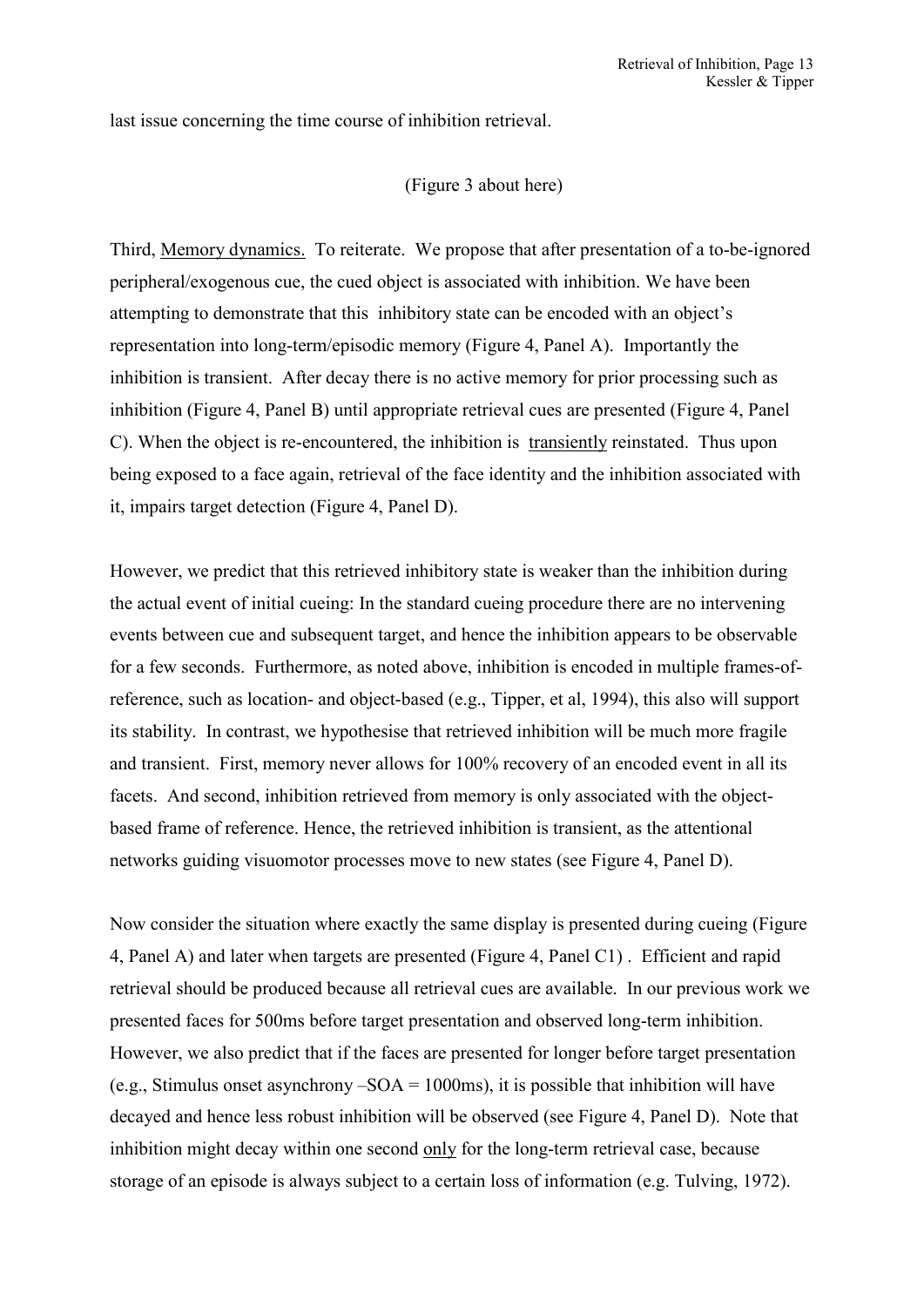last issue concerning the time course of inhibition retrieval.

(Figure 3 about here)

Third, Memory dynamics. To reiterate. We propose that after presentation of a to-be-ignored peripheral/exogenous cue, the cued object is associated with inhibition. We have been attempting to demonstrate that this inhibitory state can be encoded with an object's representation into long-term/episodic memory (Figure 4, Panel A). Importantly the inhibition is transient. After decay there is no active memory for prior processing such as inhibition (Figure 4, Panel B) until appropriate retrieval cues are presented (Figure 4, Panel C). When the object is re-encountered, the inhibition is transiently reinstated. Thus upon being exposed to a face again, retrieval of the face identity and the inhibition associated with it, impairs target detection (Figure 4, Panel D).

However, we predict that this retrieved inhibitory state is weaker than the inhibition during the actual event of initial cueing: In the standard cueing procedure there are no intervening events between cue and subsequent target, and hence the inhibition appears to be observable for a few seconds. Furthermore, as noted above, inhibition is encoded in multiple frames-of-reference, such as location- and object-based (e.g., Tipper, et al, 1994), this also will support its stability. In contrast, we hypothesise that retrieved inhibition will be much more fragile and transient. First, memory never allows for 100% recovery of an encoded event in all its facets. And second, inhibition retrieved from memory is only associated with the object-based frame of reference. Hence, the retrieved inhibition is transient, as the attentional networks guiding visuomotor processes move to new states (see Figure 4, Panel D).

Now consider the situation where exactly the same display is presented during cueing (Figure 4, Panel A) and later when targets are presented (Figure 4, Panel C1) . Efficient and rapid retrieval should be produced because all retrieval cues are available. In our previous work we presented faces for 500ms before target presentation and observed long-term inhibition. However, we also predict that if the faces are presented for longer before target presentation (e.g., Stimulus onset asynchrony –SOA = 1000ms), it is possible that inhibition will have decayed and hence less robust inhibition will be observed (see Figure 4, Panel D). Note that inhibition might decay within one second only for the long-term retrieval case, because storage of an episode is always subject to a certain loss of information (e.g. Tulving, 1972).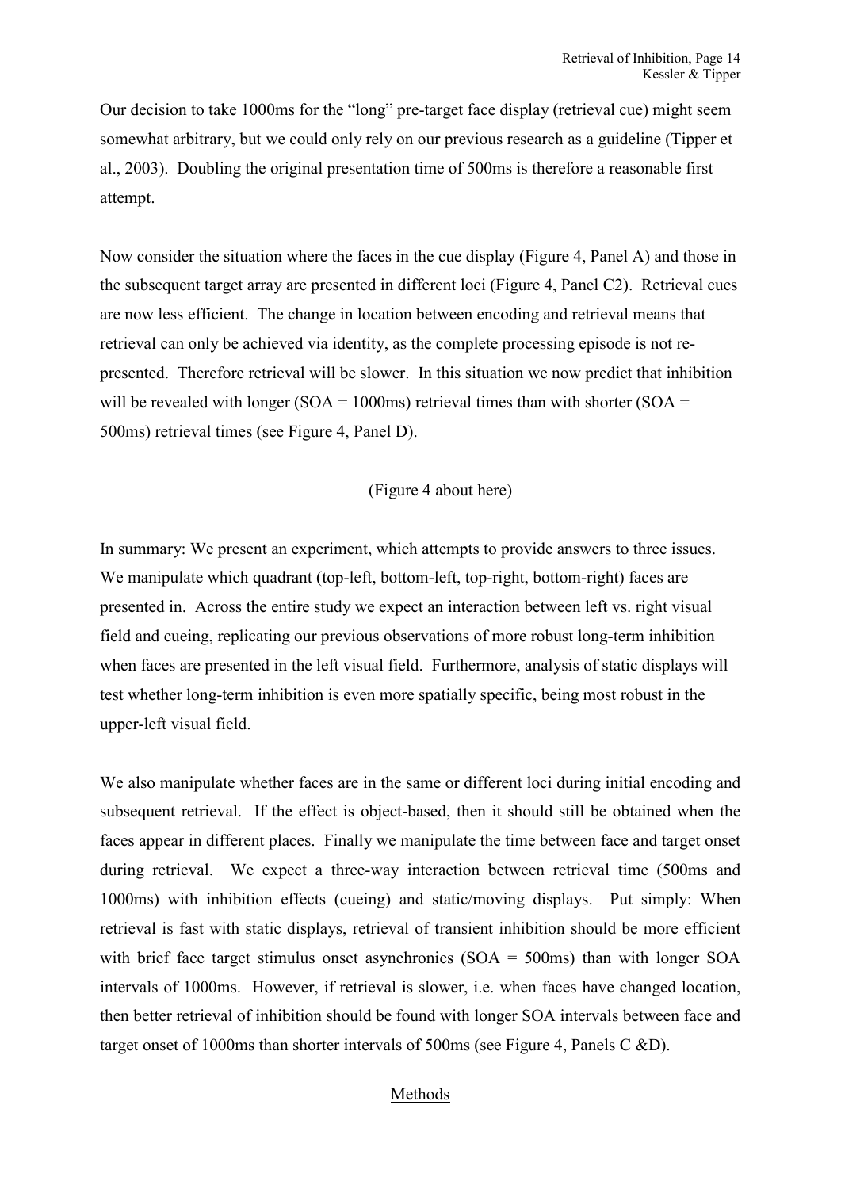Our decision to take 1000ms for the "long" pre-target face display (retrieval cue) might seem somewhat arbitrary, but we could only rely on our previous research as a guideline (Tipper et al., 2003). Doubling the original presentation time of 500ms is therefore a reasonable first attempt.

Now consider the situation where the faces in the cue display (Figure 4, Panel A) and those in the subsequent target array are presented in different loci (Figure 4, Panel C2). Retrieval cues are now less efficient. The change in location between encoding and retrieval means that retrieval can only be achieved via identity, as the complete processing episode is not re-presented. Therefore retrieval will be slower. In this situation we now predict that inhibition will be revealed with longer (SOA = 1000ms) retrieval times than with shorter (SOA = 500ms) retrieval times (see Figure 4, Panel D).

(Figure 4 about here)

In summary: We present an experiment, which attempts to provide answers to three issues. We manipulate which quadrant (top-left, bottom-left, top-right, bottom-right) faces are presented in. Across the entire study we expect an interaction between left vs. right visual field and cueing, replicating our previous observations of more robust long-term inhibition when faces are presented in the left visual field. Furthermore, analysis of static displays will test whether long-term inhibition is even more spatially specific, being most robust in the upper-left visual field.

We also manipulate whether faces are in the same or different loci during initial encoding and subsequent retrieval. If the effect is object-based, then it should still be obtained when the faces appear in different places. Finally we manipulate the time between face and target onset during retrieval. We expect a three-way interaction between retrieval time (500ms and 1000ms) with inhibition effects (cueing) and static/moving displays. Put simply: When retrieval is fast with static displays, retrieval of transient inhibition should be more efficient with brief face target stimulus onset asynchronies (SOA = 500ms) than with longer SOA intervals of 1000ms. However, if retrieval is slower, i.e. when faces have changed location, then better retrieval of inhibition should be found with longer SOA intervals between face and target onset of 1000ms than shorter intervals of 500ms (see Figure 4, Panels C &D).

## Methods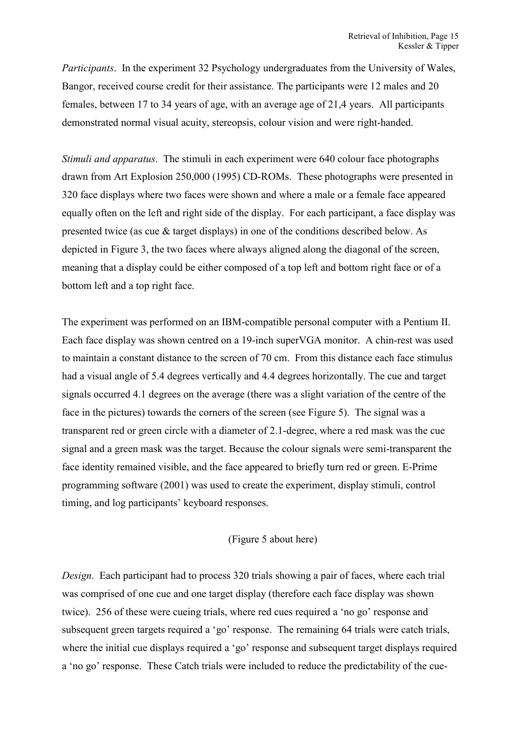*Participants*. In the experiment 32 Psychology undergraduates from the University of Wales, Bangor, received course credit for their assistance. The participants were 12 males and 20 females, between 17 to 34 years of age, with an average age of 21,4 years. All participants demonstrated normal visual acuity, stereopsis, colour vision and were right-handed.

*Stimuli and apparatus*. The stimuli in each experiment were 640 colour face photographs drawn from Art Explosion 250,000 (1995) CD-ROMs. These photographs were presented in 320 face displays where two faces were shown and where a male or a female face appeared equally often on the left and right side of the display. For each participant, a face display was presented twice (as cue & target displays) in one of the conditions described below. As depicted in Figure 3, the two faces where always aligned along the diagonal of the screen, meaning that a display could be either composed of a top left and bottom right face or of a bottom left and a top right face.

The experiment was performed on an IBM-compatible personal computer with a Pentium II. Each face display was shown centred on a 19-inch superVGA monitor. A chin-rest was used to maintain a constant distance to the screen of 70 cm. From this distance each face stimulus had a visual angle of 5.4 degrees vertically and 4.4 degrees horizontally. The cue and target signals occurred 4.1 degrees on the average (there was a slight variation of the centre of the face in the pictures) towards the corners of the screen (see Figure 5). The signal was a transparent red or green circle with a diameter of 2.1-degree, where a red mask was the cue signal and a green mask was the target. Because the colour signals were semi-transparent the face identity remained visible, and the face appeared to briefly turn red or green. E-Prime programming software (2001) was used to create the experiment, display stimuli, control timing, and log participants' keyboard responses.

(Figure 5 about here)

*Design*. Each participant had to process 320 trials showing a pair of faces, where each trial was comprised of one cue and one target display (therefore each face display was shown twice). 256 of these were cueing trials, where red cues required a 'no go' response and subsequent green targets required a 'go' response. The remaining 64 trials were catch trials, where the initial cue displays required a 'go' response and subsequent target displays required a 'no go' response. These Catch trials were included to reduce the predictability of the cue-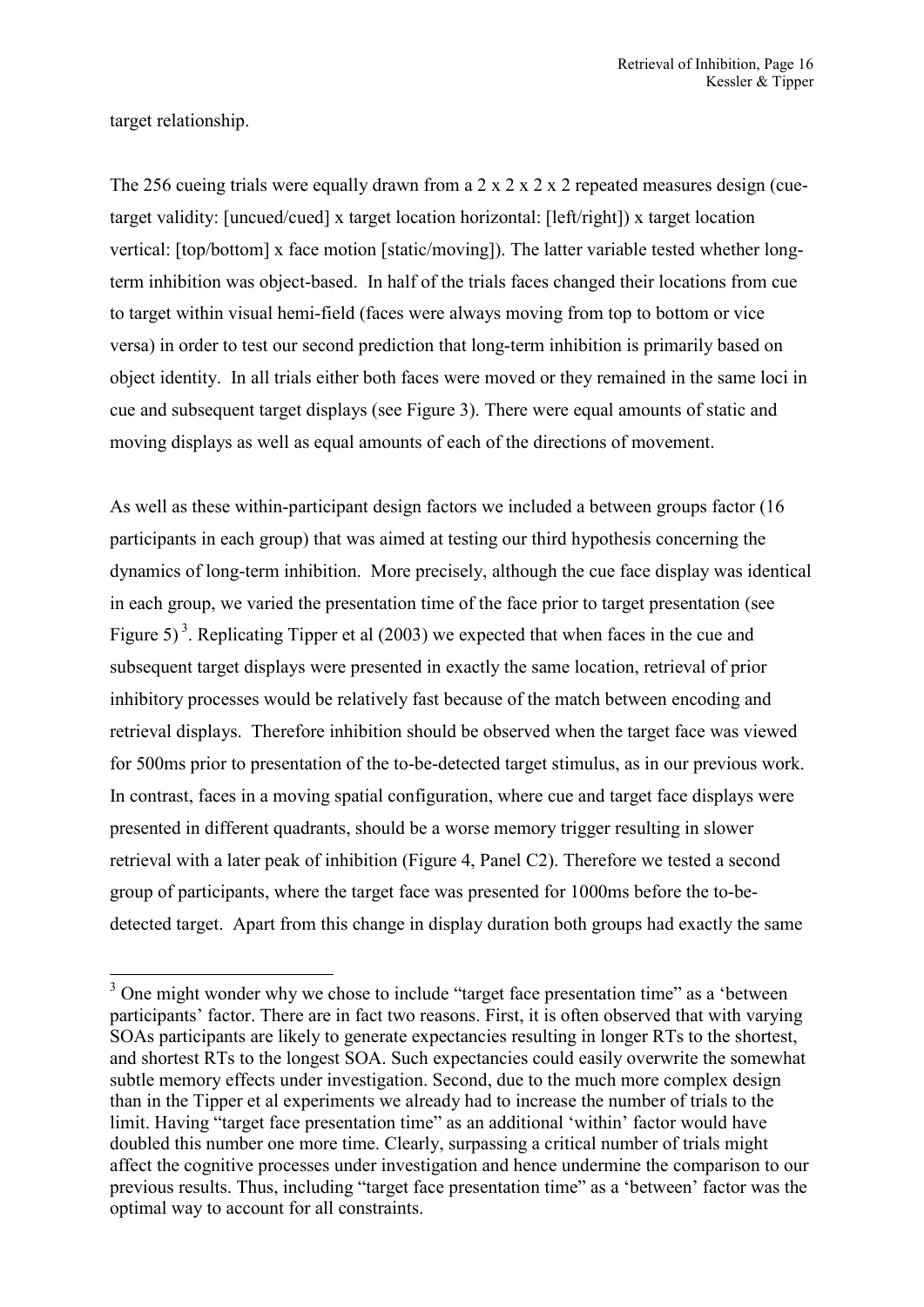target relationship.

The 256 cueing trials were equally drawn from a 2 x 2 x 2 x 2 repeated measures design (cue-target validity: [uncued/cued] x target location horizontal: [left/right]) x target location vertical: [top/bottom] x face motion [static/moving]). The latter variable tested whether long-term inhibition was object-based. In half of the trials faces changed their locations from cue to target within visual hemi-field (faces were always moving from top to bottom or vice versa) in order to test our second prediction that long-term inhibition is primarily based on object identity. In all trials either both faces were moved or they remained in the same loci in cue and subsequent target displays (see Figure 3). There were equal amounts of static and moving displays as well as equal amounts of each of the directions of movement.

As well as these within-participant design factors we included a between groups factor (16 participants in each group) that was aimed at testing our third hypothesis concerning the dynamics of long-term inhibition. More precisely, although the cue face display was identical in each group, we varied the presentation time of the face prior to target presentation (see Figure 5)[3]. Replicating Tipper et al (2003) we expected that when faces in the cue and subsequent target displays were presented in exactly the same location, retrieval of prior inhibitory processes would be relatively fast because of the match between encoding and retrieval displays. Therefore inhibition should be observed when the target face was viewed for 500ms prior to presentation of the to-be-detected target stimulus, as in our previous work. In contrast, faces in a moving spatial configuration, where cue and target face displays were presented in different quadrants, should be a worse memory trigger resulting in slower retrieval with a later peak of inhibition (Figure 4, Panel C2). Therefore we tested a second group of participants, where the target face was presented for 1000ms before the to-be-detected target. Apart from this change in display duration both groups had exactly the same

[3] One might wonder why we chose to include "target face presentation time" as a 'between participants' factor. There are in fact two reasons. First, it is often observed that with varying SOAs participants are likely to generate expectancies resulting in longer RTs to the shortest, and shortest RTs to the longest SOA. Such expectancies could easily overwrite the somewhat subtle memory effects under investigation. Second, due to the much more complex design than in the Tipper et al experiments we already had to increase the number of trials to the limit. Having "target face presentation time" as an additional 'within' factor would have doubled this number one more time. Clearly, surpassing a critical number of trials might affect the cognitive processes under investigation and hence undermine the comparison to our previous results. Thus, including "target face presentation time" as a 'between' factor was the optimal way to account for all constraints.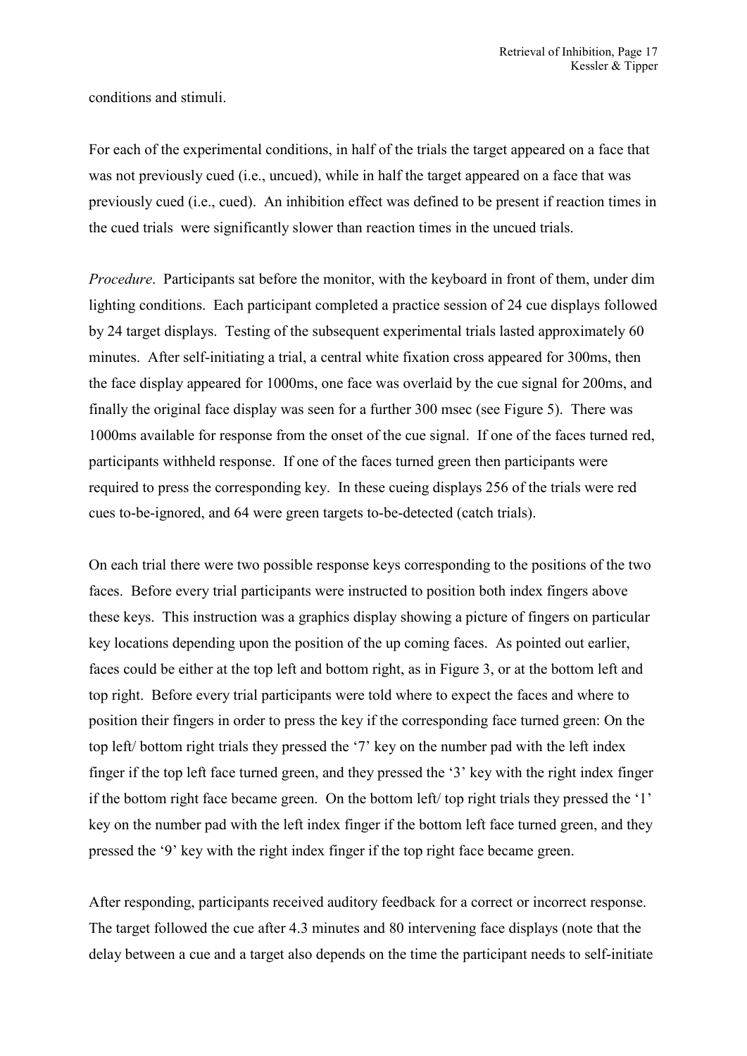conditions and stimuli.

For each of the experimental conditions, in half of the trials the target appeared on a face that was not previously cued (i.e., uncued), while in half the target appeared on a face that was previously cued (i.e., cued). An inhibition effect was defined to be present if reaction times in the cued trials were significantly slower than reaction times in the uncued trials.

*Procedure*. Participants sat before the monitor, with the keyboard in front of them, under dim lighting conditions. Each participant completed a practice session of 24 cue displays followed by 24 target displays. Testing of the subsequent experimental trials lasted approximately 60 minutes. After self-initiating a trial, a central white fixation cross appeared for 300ms, then the face display appeared for 1000ms, one face was overlaid by the cue signal for 200ms, and finally the original face display was seen for a further 300 msec (see Figure 5). There was 1000ms available for response from the onset of the cue signal. If one of the faces turned red, participants withheld response. If one of the faces turned green then participants were required to press the corresponding key. In these cueing displays 256 of the trials were red cues to-be-ignored, and 64 were green targets to-be-detected (catch trials).

On each trial there were two possible response keys corresponding to the positions of the two faces. Before every trial participants were instructed to position both index fingers above these keys. This instruction was a graphics display showing a picture of fingers on particular key locations depending upon the position of the up coming faces. As pointed out earlier, faces could be either at the top left and bottom right, as in Figure 3, or at the bottom left and top right. Before every trial participants were told where to expect the faces and where to position their fingers in order to press the key if the corresponding face turned green: On the top left/ bottom right trials they pressed the '7' key on the number pad with the left index finger if the top left face turned green, and they pressed the '3' key with the right index finger if the bottom right face became green. On the bottom left/ top right trials they pressed the '1' key on the number pad with the left index finger if the bottom left face turned green, and they pressed the '9' key with the right index finger if the top right face became green.

After responding, participants received auditory feedback for a correct or incorrect response. The target followed the cue after 4.3 minutes and 80 intervening face displays (note that the delay between a cue and a target also depends on the time the participant needs to self-initiate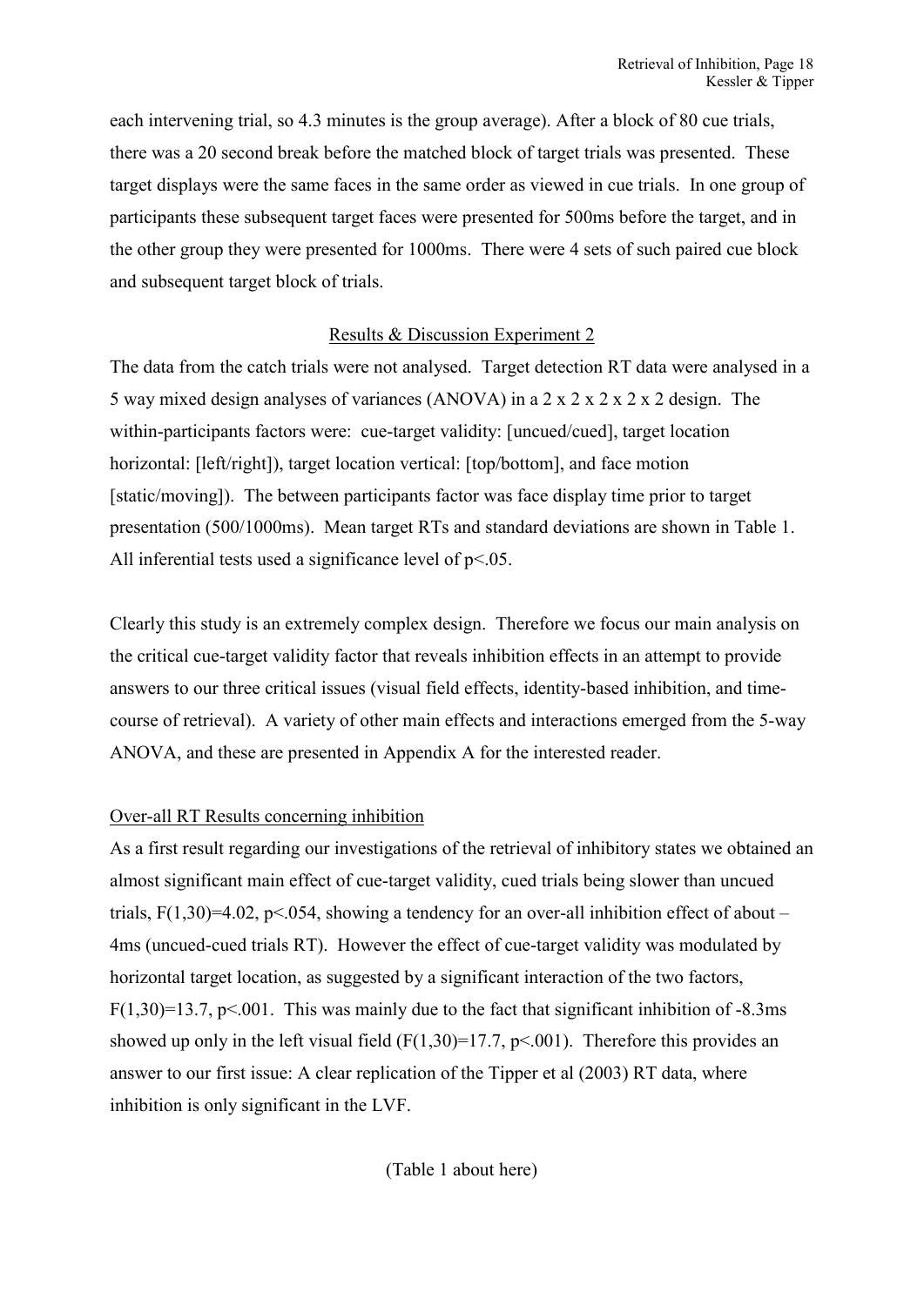each intervening trial, so 4.3 minutes is the group average). After a block of 80 cue trials, there was a 20 second break before the matched block of target trials was presented. These target displays were the same faces in the same order as viewed in cue trials. In one group of participants these subsequent target faces were presented for 500ms before the target, and in the other group they were presented for 1000ms. There were 4 sets of such paired cue block and subsequent target block of trials.

## Results & Discussion Experiment 2

The data from the catch trials were not analysed. Target detection RT data were analysed in a 5 way mixed design analyses of variances (ANOVA) in a 2 x 2 x 2 x 2 x 2 design. The within-participants factors were: cue-target validity: [uncued/cued], target location horizontal: [left/right]), target location vertical: [top/bottom], and face motion [static/moving]). The between participants factor was face display time prior to target presentation (500/1000ms). Mean target RTs and standard deviations are shown in Table 1. All inferential tests used a significance level of $p<.05$.

Clearly this study is an extremely complex design. Therefore we focus our main analysis on the critical cue-target validity factor that reveals inhibition effects in an attempt to provide answers to our three critical issues (visual field effects, identity-based inhibition, and time-course of retrieval). A variety of other main effects and interactions emerged from the 5-way ANOVA, and these are presented in Appendix A for the interested reader.

### Over-all RT Results concerning inhibition

As a first result regarding our investigations of the retrieval of inhibitory states we obtained an almost significant main effect of cue-target validity, cued trials being slower than uncued trials, $F(1,30)=4.02$, $p<.054$, showing a tendency for an over-all inhibition effect of about –4ms (uncued-cued trials RT). However the effect of cue-target validity was modulated by horizontal target location, as suggested by a significant interaction of the two factors, $F(1,30)=13.7$, $p<.001$. This was mainly due to the fact that significant inhibition of -8.3ms showed up only in the left visual field ($F(1,30)=17.7$, $p<.001$). Therefore this provides an answer to our first issue: A clear replication of the Tipper et al (2003) RT data, where inhibition is only significant in the LVF.

(Table 1 about here)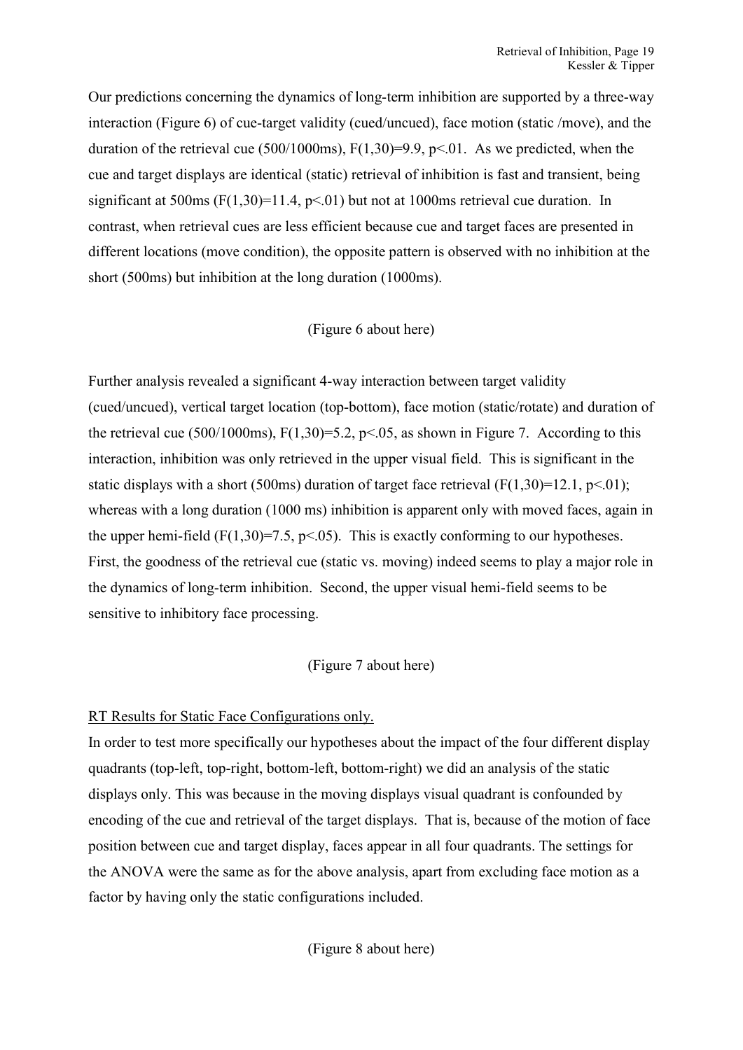Our predictions concerning the dynamics of long-term inhibition are supported by a three-way interaction (Figure 6) of cue-target validity (cued/uncued), face motion (static /move), and the duration of the retrieval cue (500/1000ms), $F(1,30)=9.9$, $p<.01$. As we predicted, when the cue and target displays are identical (static) retrieval of inhibition is fast and transient, being significant at 500ms ($F(1,30)=11.4$, $p<.01$) but not at 1000ms retrieval cue duration. In contrast, when retrieval cues are less efficient because cue and target faces are presented in different locations (move condition), the opposite pattern is observed with no inhibition at the short (500ms) but inhibition at the long duration (1000ms).

(Figure 6 about here)

Further analysis revealed a significant 4-way interaction between target validity (cued/uncued), vertical target location (top-bottom), face motion (static/rotate) and duration of the retrieval cue (500/1000ms), $F(1,30)=5.2$, $p<.05$, as shown in Figure 7. According to this interaction, inhibition was only retrieved in the upper visual field. This is significant in the static displays with a short (500ms) duration of target face retrieval ($F(1,30)=12.1$, $p<.01$); whereas with a long duration (1000 ms) inhibition is apparent only with moved faces, again in the upper hemi-field ($F(1,30)=7.5$, $p<.05$). This is exactly conforming to our hypotheses. First, the goodness of the retrieval cue (static vs. moving) indeed seems to play a major role in the dynamics of long-term inhibition. Second, the upper visual hemi-field seems to be sensitive to inhibitory face processing.

(Figure 7 about here)

RT Results for Static Face Configurations only.

In order to test more specifically our hypotheses about the impact of the four different display quadrants (top-left, top-right, bottom-left, bottom-right) we did an analysis of the static displays only. This was because in the moving displays visual quadrant is confounded by encoding of the cue and retrieval of the target displays. That is, because of the motion of face position between cue and target display, faces appear in all four quadrants. The settings for the ANOVA were the same as for the above analysis, apart from excluding face motion as a factor by having only the static configurations included.

(Figure 8 about here)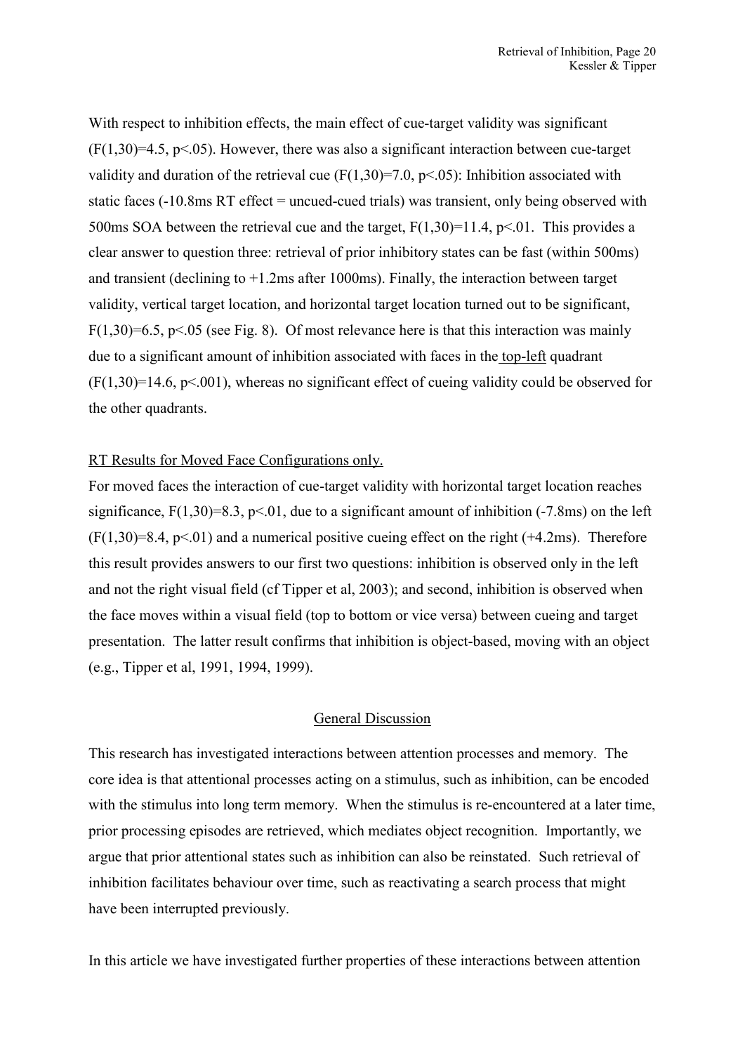With respect to inhibition effects, the main effect of cue-target validity was significant ($F(1,30)=4.5$, $p<.05$). However, there was also a significant interaction between cue-target validity and duration of the retrieval cue ($F(1,30)=7.0$, $p<.05$): Inhibition associated with static faces (-10.8ms RT effect = uncued-cued trials) was transient, only being observed with 500ms SOA between the retrieval cue and the target, $F(1,30)=11.4$, $p<.01$. This provides a clear answer to question three: retrieval of prior inhibitory states can be fast (within 500ms) and transient (declining to +1.2ms after 1000ms). Finally, the interaction between target validity, vertical target location, and horizontal target location turned out to be significant, $F(1,30)=6.5$, $p<.05$ (see Fig. 8). Of most relevance here is that this interaction was mainly due to a significant amount of inhibition associated with faces in the top-left quadrant ($F(1,30)=14.6$, $p<.001$), whereas no significant effect of cueing validity could be observed for the other quadrants.

RT Results for Moved Face Configurations only.

For moved faces the interaction of cue-target validity with horizontal target location reaches significance, $F(1,30)=8.3$, $p<.01$, due to a significant amount of inhibition (-7.8ms) on the left ($F(1,30)=8.4$, $p<.01$) and a numerical positive cueing effect on the right (+4.2ms). Therefore this result provides answers to our first two questions: inhibition is observed only in the left and not the right visual field (cf Tipper et al, 2003); and second, inhibition is observed when the face moves within a visual field (top to bottom or vice versa) between cueing and target presentation. The latter result confirms that inhibition is object-based, moving with an object (e.g., Tipper et al, 1991, 1994, 1999).

## General Discussion

This research has investigated interactions between attention processes and memory. The core idea is that attentional processes acting on a stimulus, such as inhibition, can be encoded with the stimulus into long term memory. When the stimulus is re-encountered at a later time, prior processing episodes are retrieved, which mediates object recognition. Importantly, we argue that prior attentional states such as inhibition can also be reinstated. Such retrieval of inhibition facilitates behaviour over time, such as reactivating a search process that might have been interrupted previously.

In this article we have investigated further properties of these interactions between attention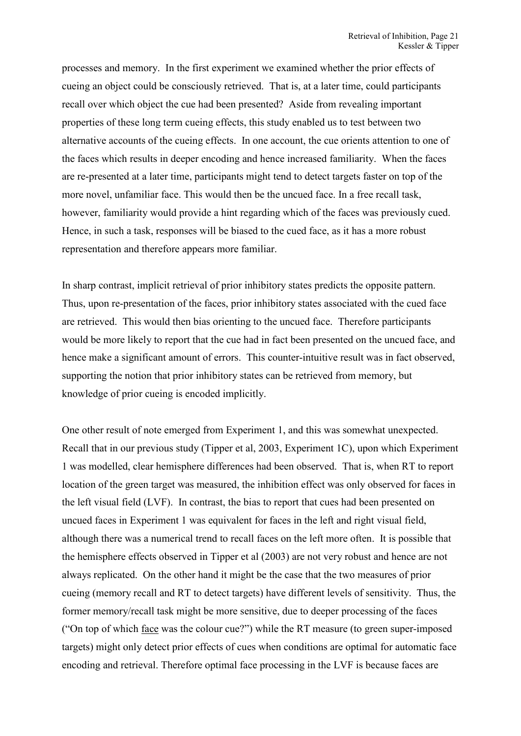processes and memory. In the first experiment we examined whether the prior effects of cueing an object could be consciously retrieved. That is, at a later time, could participants recall over which object the cue had been presented? Aside from revealing important properties of these long term cueing effects, this study enabled us to test between two alternative accounts of the cueing effects. In one account, the cue orients attention to one of the faces which results in deeper encoding and hence increased familiarity. When the faces are re-presented at a later time, participants might tend to detect targets faster on top of the more novel, unfamiliar face. This would then be the uncued face. In a free recall task, however, familiarity would provide a hint regarding which of the faces was previously cued. Hence, in such a task, responses will be biased to the cued face, as it has a more robust representation and therefore appears more familiar.

In sharp contrast, implicit retrieval of prior inhibitory states predicts the opposite pattern. Thus, upon re-presentation of the faces, prior inhibitory states associated with the cued face are retrieved. This would then bias orienting to the uncued face. Therefore participants would be more likely to report that the cue had in fact been presented on the uncued face, and hence make a significant amount of errors. This counter-intuitive result was in fact observed, supporting the notion that prior inhibitory states can be retrieved from memory, but knowledge of prior cueing is encoded implicitly.

One other result of note emerged from Experiment 1, and this was somewhat unexpected. Recall that in our previous study (Tipper et al, 2003, Experiment 1C), upon which Experiment 1 was modelled, clear hemisphere differences had been observed. That is, when RT to report location of the green target was measured, the inhibition effect was only observed for faces in the left visual field (LVF). In contrast, the bias to report that cues had been presented on uncued faces in Experiment 1 was equivalent for faces in the left and right visual field, although there was a numerical trend to recall faces on the left more often. It is possible that the hemisphere effects observed in Tipper et al (2003) are not very robust and hence are not always replicated. On the other hand it might be the case that the two measures of prior cueing (memory recall and RT to detect targets) have different levels of sensitivity. Thus, the former memory/recall task might be more sensitive, due to deeper processing of the faces ("On top of which face was the colour cue?") while the RT measure (to green super-imposed targets) might only detect prior effects of cues when conditions are optimal for automatic face encoding and retrieval. Therefore optimal face processing in the LVF is because faces are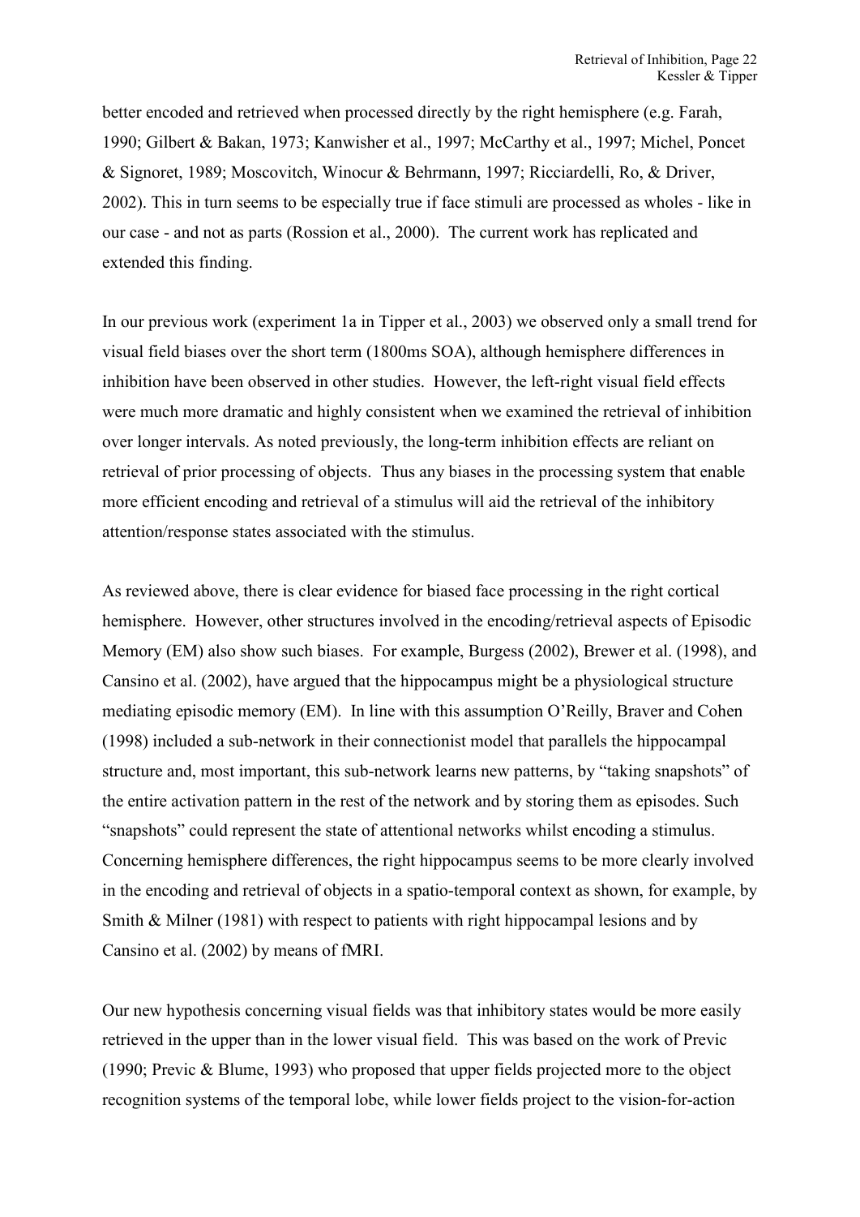better encoded and retrieved when processed directly by the right hemisphere (e.g. Farah, 1990; Gilbert & Bakan, 1973; Kanwisher et al., 1997; McCarthy et al., 1997; Michel, Poncet & Signoret, 1989; Moscovitch, Winocur & Behrmann, 1997; Ricciardelli, Ro, & Driver, 2002). This in turn seems to be especially true if face stimuli are processed as wholes - like in our case - and not as parts (Rossion et al., 2000). The current work has replicated and extended this finding.

In our previous work (experiment 1a in Tipper et al., 2003) we observed only a small trend for visual field biases over the short term (1800ms SOA), although hemisphere differences in inhibition have been observed in other studies. However, the left-right visual field effects were much more dramatic and highly consistent when we examined the retrieval of inhibition over longer intervals. As noted previously, the long-term inhibition effects are reliant on retrieval of prior processing of objects. Thus any biases in the processing system that enable more efficient encoding and retrieval of a stimulus will aid the retrieval of the inhibitory attention/response states associated with the stimulus.

As reviewed above, there is clear evidence for biased face processing in the right cortical hemisphere. However, other structures involved in the encoding/retrieval aspects of Episodic Memory (EM) also show such biases. For example, Burgess (2002), Brewer et al. (1998), and Cansino et al. (2002), have argued that the hippocampus might be a physiological structure mediating episodic memory (EM). In line with this assumption O'Reilly, Braver and Cohen (1998) included a sub-network in their connectionist model that parallels the hippocampal structure and, most important, this sub-network learns new patterns, by "taking snapshots" of the entire activation pattern in the rest of the network and by storing them as episodes. Such "snapshots" could represent the state of attentional networks whilst encoding a stimulus. Concerning hemisphere differences, the right hippocampus seems to be more clearly involved in the encoding and retrieval of objects in a spatio-temporal context as shown, for example, by Smith & Milner (1981) with respect to patients with right hippocampal lesions and by Cansino et al. (2002) by means of fMRI.

Our new hypothesis concerning visual fields was that inhibitory states would be more easily retrieved in the upper than in the lower visual field. This was based on the work of Previc (1990; Previc & Blume, 1993) who proposed that upper fields projected more to the object recognition systems of the temporal lobe, while lower fields project to the vision-for-action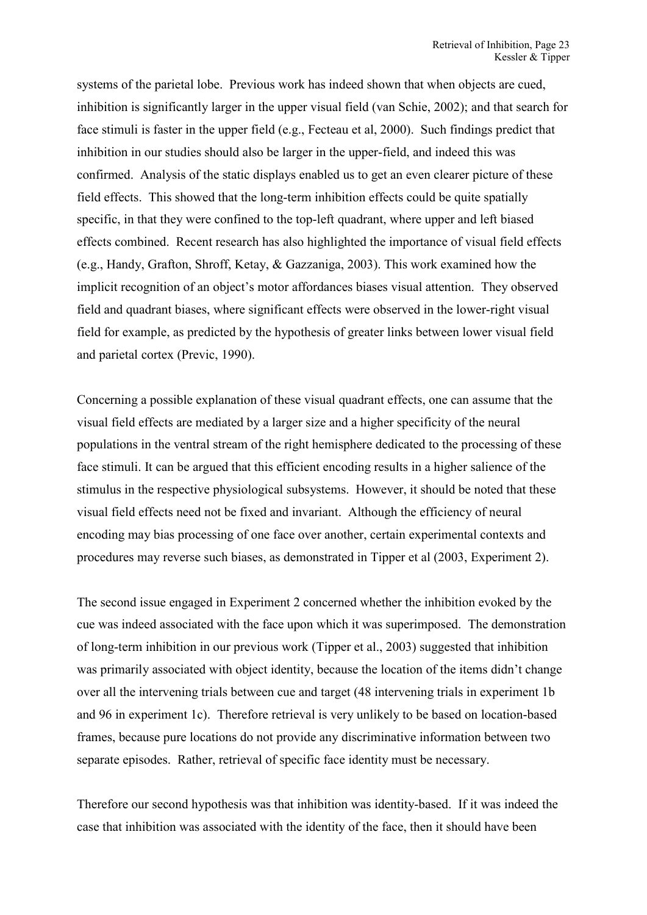systems of the parietal lobe. Previous work has indeed shown that when objects are cued, inhibition is significantly larger in the upper visual field (van Schie, 2002); and that search for face stimuli is faster in the upper field (e.g., Fecteau et al, 2000). Such findings predict that inhibition in our studies should also be larger in the upper-field, and indeed this was confirmed. Analysis of the static displays enabled us to get an even clearer picture of these field effects. This showed that the long-term inhibition effects could be quite spatially specific, in that they were confined to the top-left quadrant, where upper and left biased effects combined. Recent research has also highlighted the importance of visual field effects (e.g., Handy, Grafton, Shroff, Ketay, & Gazzaniga, 2003). This work examined how the implicit recognition of an object's motor affordances biases visual attention. They observed field and quadrant biases, where significant effects were observed in the lower-right visual field for example, as predicted by the hypothesis of greater links between lower visual field and parietal cortex (Previc, 1990).

Concerning a possible explanation of these visual quadrant effects, one can assume that the visual field effects are mediated by a larger size and a higher specificity of the neural populations in the ventral stream of the right hemisphere dedicated to the processing of these face stimuli. It can be argued that this efficient encoding results in a higher salience of the stimulus in the respective physiological subsystems. However, it should be noted that these visual field effects need not be fixed and invariant. Although the efficiency of neural encoding may bias processing of one face over another, certain experimental contexts and procedures may reverse such biases, as demonstrated in Tipper et al (2003, Experiment 2).

The second issue engaged in Experiment 2 concerned whether the inhibition evoked by the cue was indeed associated with the face upon which it was superimposed. The demonstration of long-term inhibition in our previous work (Tipper et al., 2003) suggested that inhibition was primarily associated with object identity, because the location of the items didn't change over all the intervening trials between cue and target (48 intervening trials in experiment 1b and 96 in experiment 1c). Therefore retrieval is very unlikely to be based on location-based frames, because pure locations do not provide any discriminative information between two separate episodes. Rather, retrieval of specific face identity must be necessary.

Therefore our second hypothesis was that inhibition was identity-based. If it was indeed the case that inhibition was associated with the identity of the face, then it should have been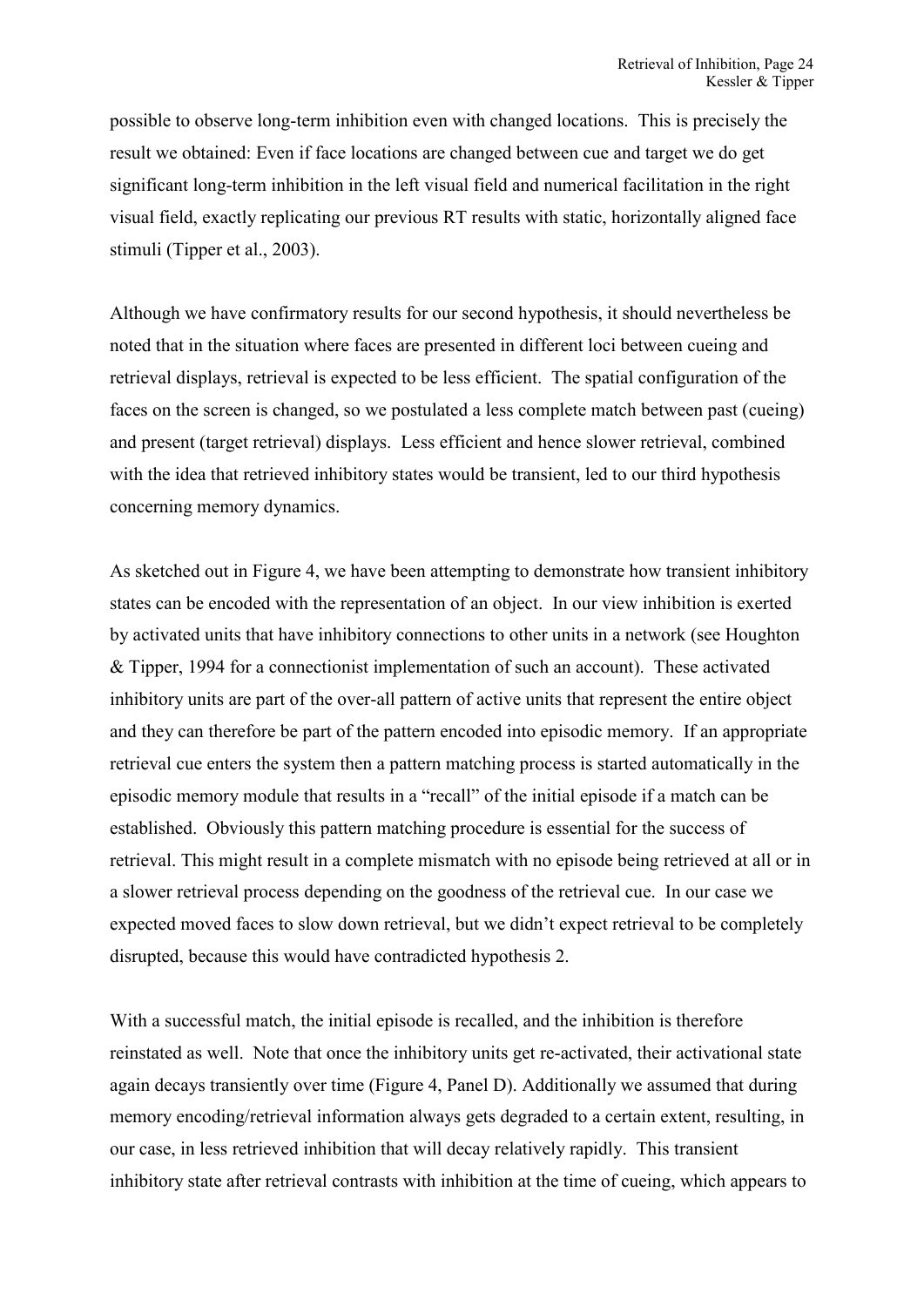possible to observe long-term inhibition even with changed locations. This is precisely the result we obtained: Even if face locations are changed between cue and target we do get significant long-term inhibition in the left visual field and numerical facilitation in the right visual field, exactly replicating our previous RT results with static, horizontally aligned face stimuli (Tipper et al., 2003).

Although we have confirmatory results for our second hypothesis, it should nevertheless be noted that in the situation where faces are presented in different loci between cueing and retrieval displays, retrieval is expected to be less efficient. The spatial configuration of the faces on the screen is changed, so we postulated a less complete match between past (cueing) and present (target retrieval) displays. Less efficient and hence slower retrieval, combined with the idea that retrieved inhibitory states would be transient, led to our third hypothesis concerning memory dynamics.

As sketched out in Figure 4, we have been attempting to demonstrate how transient inhibitory states can be encoded with the representation of an object. In our view inhibition is exerted by activated units that have inhibitory connections to other units in a network (see Houghton & Tipper, 1994 for a connectionist implementation of such an account). These activated inhibitory units are part of the over-all pattern of active units that represent the entire object and they can therefore be part of the pattern encoded into episodic memory. If an appropriate retrieval cue enters the system then a pattern matching process is started automatically in the episodic memory module that results in a "recall" of the initial episode if a match can be established. Obviously this pattern matching procedure is essential for the success of retrieval. This might result in a complete mismatch with no episode being retrieved at all or in a slower retrieval process depending on the goodness of the retrieval cue. In our case we expected moved faces to slow down retrieval, but we didn't expect retrieval to be completely disrupted, because this would have contradicted hypothesis 2.

With a successful match, the initial episode is recalled, and the inhibition is therefore reinstated as well. Note that once the inhibitory units get re-activated, their activational state again decays transiently over time (Figure 4, Panel D). Additionally we assumed that during memory encoding/retrieval information always gets degraded to a certain extent, resulting, in our case, in less retrieved inhibition that will decay relatively rapidly. This transient inhibitory state after retrieval contrasts with inhibition at the time of cueing, which appears to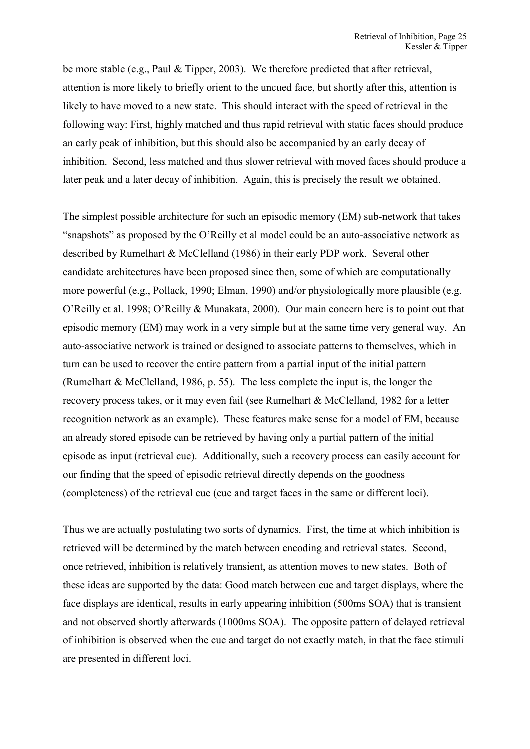be more stable (e.g., Paul & Tipper, 2003). We therefore predicted that after retrieval, attention is more likely to briefly orient to the uncued face, but shortly after this, attention is likely to have moved to a new state. This should interact with the speed of retrieval in the following way: First, highly matched and thus rapid retrieval with static faces should produce an early peak of inhibition, but this should also be accompanied by an early decay of inhibition. Second, less matched and thus slower retrieval with moved faces should produce a later peak and a later decay of inhibition. Again, this is precisely the result we obtained.

The simplest possible architecture for such an episodic memory (EM) sub-network that takes "snapshots" as proposed by the O'Reilly et al model could be an auto-associative network as described by Rumelhart & McClelland (1986) in their early PDP work. Several other candidate architectures have been proposed since then, some of which are computationally more powerful (e.g., Pollack, 1990; Elman, 1990) and/or physiologically more plausible (e.g. O'Reilly et al. 1998; O'Reilly & Munakata, 2000). Our main concern here is to point out that episodic memory (EM) may work in a very simple but at the same time very general way. An auto-associative network is trained or designed to associate patterns to themselves, which in turn can be used to recover the entire pattern from a partial input of the initial pattern (Rumelhart & McClelland, 1986, p. 55). The less complete the input is, the longer the recovery process takes, or it may even fail (see Rumelhart & McClelland, 1982 for a letter recognition network as an example). These features make sense for a model of EM, because an already stored episode can be retrieved by having only a partial pattern of the initial episode as input (retrieval cue). Additionally, such a recovery process can easily account for our finding that the speed of episodic retrieval directly depends on the goodness (completeness) of the retrieval cue (cue and target faces in the same or different loci).

Thus we are actually postulating two sorts of dynamics. First, the time at which inhibition is retrieved will be determined by the match between encoding and retrieval states. Second, once retrieved, inhibition is relatively transient, as attention moves to new states. Both of these ideas are supported by the data: Good match between cue and target displays, where the face displays are identical, results in early appearing inhibition (500ms SOA) that is transient and not observed shortly afterwards (1000ms SOA). The opposite pattern of delayed retrieval of inhibition is observed when the cue and target do not exactly match, in that the face stimuli are presented in different loci.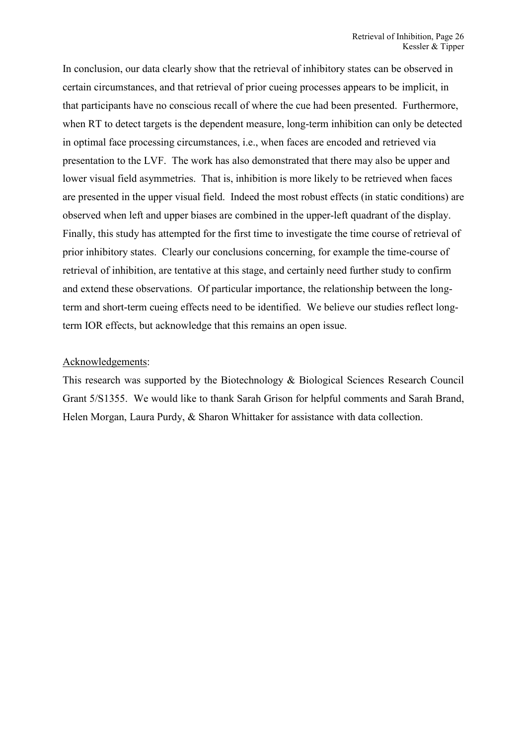In conclusion, our data clearly show that the retrieval of inhibitory states can be observed in certain circumstances, and that retrieval of prior cueing processes appears to be implicit, in that participants have no conscious recall of where the cue had been presented. Furthermore, when RT to detect targets is the dependent measure, long-term inhibition can only be detected in optimal face processing circumstances, i.e., when faces are encoded and retrieved via presentation to the LVF. The work has also demonstrated that there may also be upper and lower visual field asymmetries. That is, inhibition is more likely to be retrieved when faces are presented in the upper visual field. Indeed the most robust effects (in static conditions) are observed when left and upper biases are combined in the upper-left quadrant of the display. Finally, this study has attempted for the first time to investigate the time course of retrieval of prior inhibitory states. Clearly our conclusions concerning, for example the time-course of retrieval of inhibition, are tentative at this stage, and certainly need further study to confirm and extend these observations. Of particular importance, the relationship between the long-term and short-term cueing effects need to be identified. We believe our studies reflect long-term IOR effects, but acknowledge that this remains an open issue.

<u>Acknowledgements</u>:

This research was supported by the Biotechnology & Biological Sciences Research Council Grant 5/S1355. We would like to thank Sarah Grison for helpful comments and Sarah Brand, Helen Morgan, Laura Purdy, & Sharon Whittaker for assistance with data collection.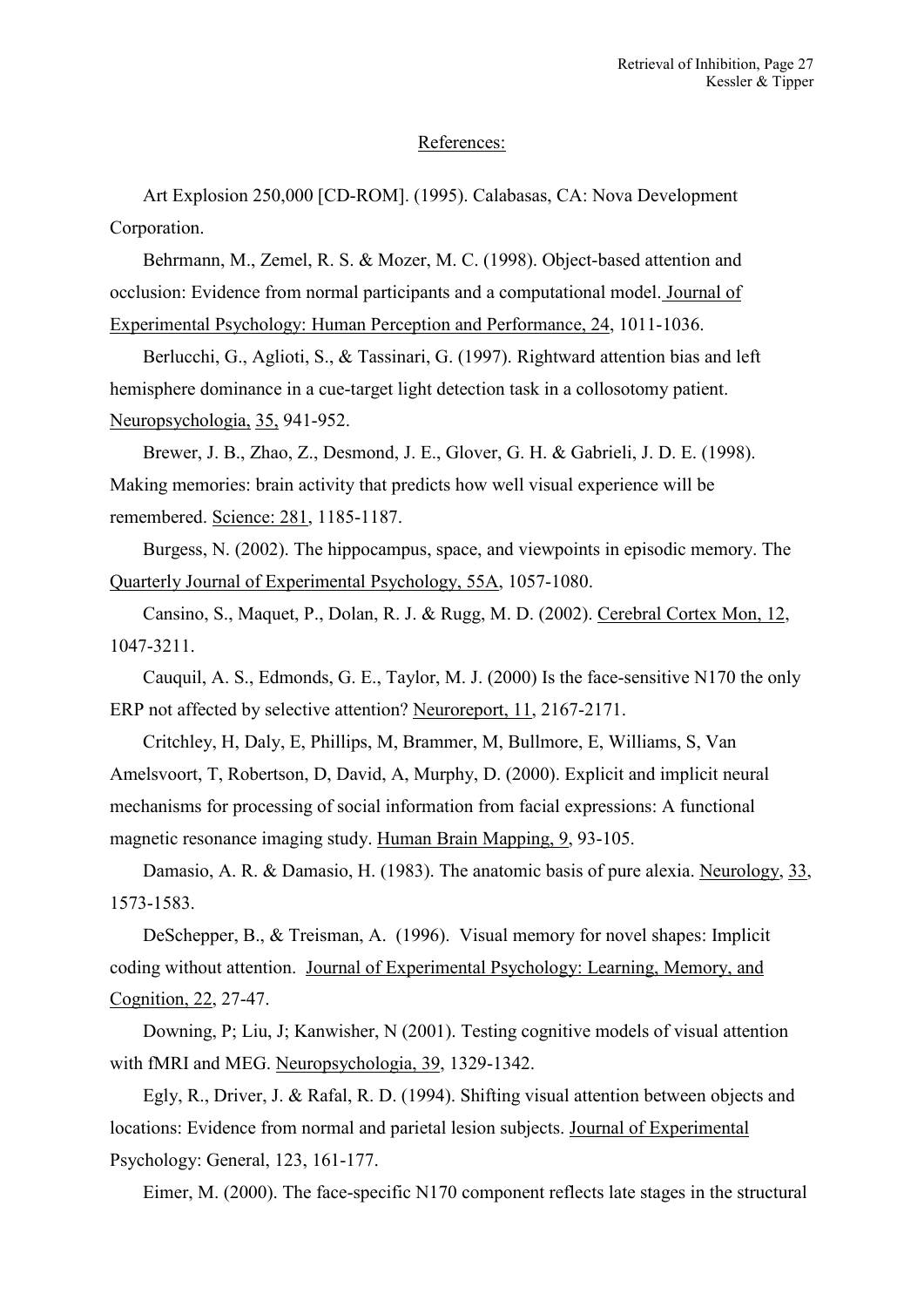References:

Art Explosion 250,000 [CD-ROM]. (1995). Calabasas, CA: Nova Development Corporation.

Behrmann, M., Zemel, R. S. & Mozer, M. C. (1998). Object-based attention and occlusion: Evidence from normal participants and a computational model. Journal of Experimental Psychology: Human Perception and Performance, 24, 1011-1036.

Berlucchi, G., Aglioti, S., & Tassinari, G. (1997). Rightward attention bias and left hemisphere dominance in a cue-target light detection task in a collosotomy patient. Neuropsychologia, 35, 941-952.

Brewer, J. B., Zhao, Z., Desmond, J. E., Glover, G. H. & Gabrieli, J. D. E. (1998). Making memories: brain activity that predicts how well visual experience will be remembered. Science: 281, 1185-1187.

Burgess, N. (2002). The hippocampus, space, and viewpoints in episodic memory. The Quarterly Journal of Experimental Psychology, 55A, 1057-1080.

Cansino, S., Maquet, P., Dolan, R. J. & Rugg, M. D. (2002). Cerebral Cortex Mon, 12, 1047-3211.

Cauquil, A. S., Edmonds, G. E., Taylor, M. J. (2000) Is the face-sensitive N170 the only ERP not affected by selective attention? Neuroreport, 11, 2167-2171.

Critchley, H, Daly, E, Phillips, M, Brammer, M, Bullmore, E, Williams, S, Van Amelsvoort, T, Robertson, D, David, A, Murphy, D. (2000). Explicit and implicit neural mechanisms for processing of social information from facial expressions: A functional magnetic resonance imaging study. Human Brain Mapping, 9, 93-105.

Damasio, A. R. & Damasio, H. (1983). The anatomic basis of pure alexia. Neurology, 33, 1573-1583.

DeSchepper, B., & Treisman, A. (1996). Visual memory for novel shapes: Implicit coding without attention. Journal of Experimental Psychology: Learning, Memory, and Cognition, 22, 27-47.

Downing, P; Liu, J; Kanwisher, N (2001). Testing cognitive models of visual attention with fMRI and MEG. Neuropsychologia, 39, 1329-1342.

Egly, R., Driver, J. & Rafal, R. D. (1994). Shifting visual attention between objects and locations: Evidence from normal and parietal lesion subjects. Journal of Experimental Psychology: General, 123, 161-177.

Eimer, M. (2000). The face-specific N170 component reflects late stages in the structural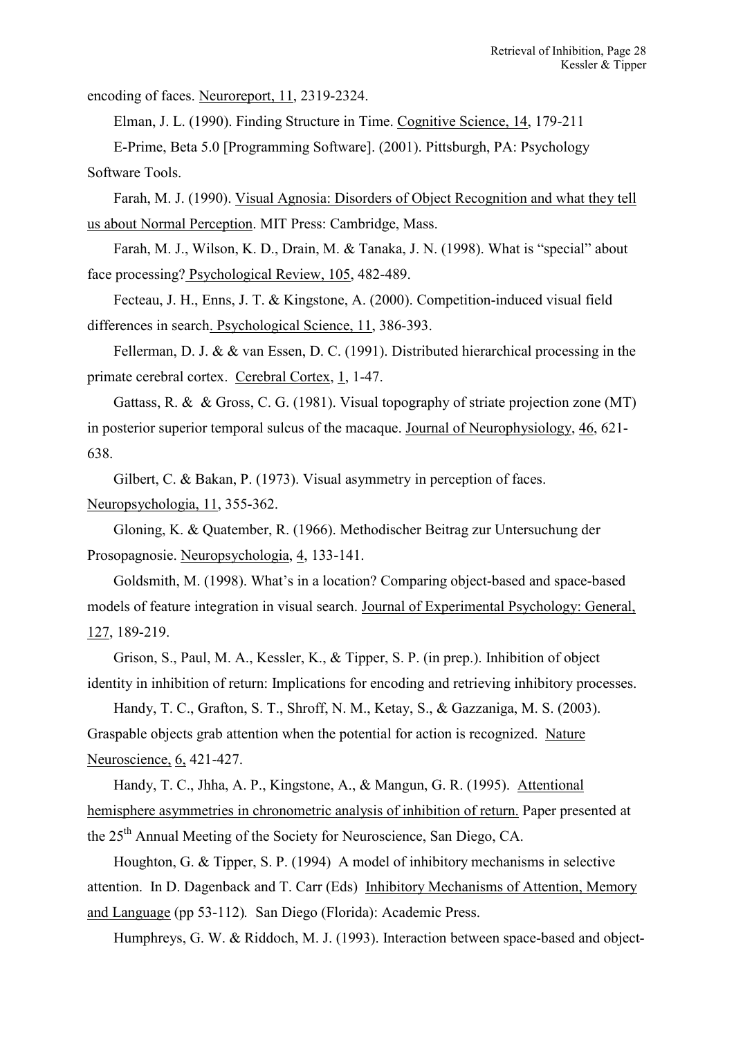encoding of faces. Neuroreport, 11, 2319-2324.

Elman, J. L. (1990). Finding Structure in Time. Cognitive Science, 14, 179-211

E-Prime, Beta 5.0 [Programming Software]. (2001). Pittsburgh, PA: Psychology Software Tools.

Farah, M. J. (1990). Visual Agnosia: Disorders of Object Recognition and what they tell us about Normal Perception. MIT Press: Cambridge, Mass.

Farah, M. J., Wilson, K. D., Drain, M. & Tanaka, J. N. (1998). What is "special" about face processing? Psychological Review, 105, 482-489.

Fecteau, J. H., Enns, J. T. & Kingstone, A. (2000). Competition-induced visual field differences in search. Psychological Science, 11, 386-393.

Fellerman, D. J. & & van Essen, D. C. (1991). Distributed hierarchical processing in the primate cerebral cortex. Cerebral Cortex, 1, 1-47.

Gattass, R. & & Gross, C. G. (1981). Visual topography of striate projection zone (MT) in posterior superior temporal sulcus of the macaque. Journal of Neurophysiology, 46, 621-638.

Gilbert, C. & Bakan, P. (1973). Visual asymmetry in perception of faces. Neuropsychologia, 11, 355-362.

Gloning, K. & Quatember, R. (1966). Methodischer Beitrag zur Untersuchung der Prosopagnosie. Neuropsychologia, 4, 133-141.

Goldsmith, M. (1998). What's in a location? Comparing object-based and space-based models of feature integration in visual search. Journal of Experimental Psychology: General, 127, 189-219.

Grison, S., Paul, M. A., Kessler, K., & Tipper, S. P. (in prep.). Inhibition of object identity in inhibition of return: Implications for encoding and retrieving inhibitory processes.

Handy, T. C., Grafton, S. T., Shroff, N. M., Ketay, S., & Gazzaniga, M. S. (2003). Graspable objects grab attention when the potential for action is recognized. Nature Neuroscience, 6, 421-427.

Handy, T. C., Jhha, A. P., Kingstone, A., & Mangun, G. R. (1995). Attentional hemisphere asymmetries in chronometric analysis of inhibition of return. Paper presented at the 25th Annual Meeting of the Society for Neuroscience, San Diego, CA.

Houghton, G. & Tipper, S. P. (1994) A model of inhibitory mechanisms in selective attention. In D. Dagenback and T. Carr (Eds) Inhibitory Mechanisms of Attention, Memory and Language (pp 53-112). San Diego (Florida): Academic Press.

Humphreys, G. W. & Riddoch, M. J. (1993). Interaction between space-based and object-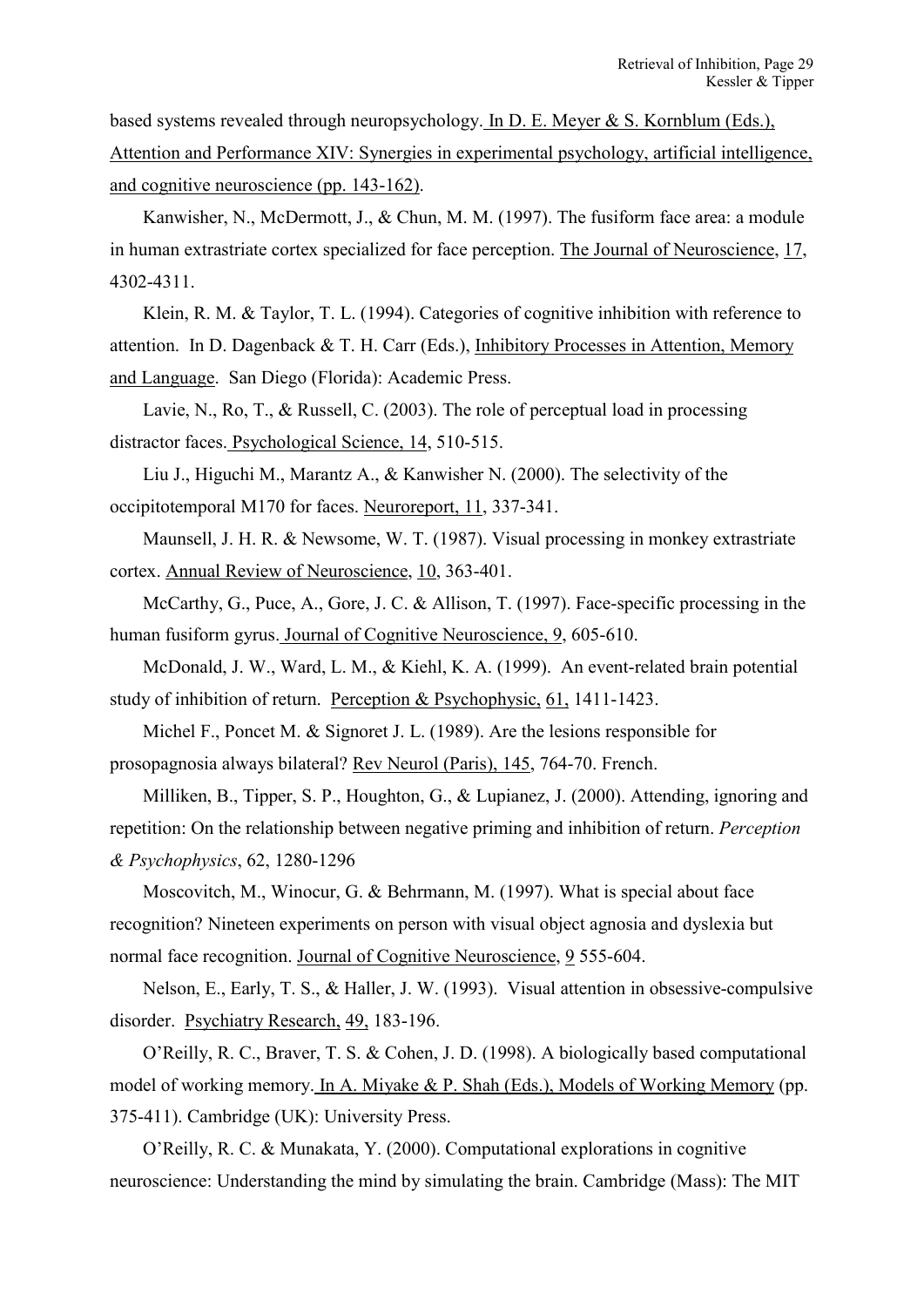based systems revealed through neuropsychology. In D. E. Meyer & S. Kornblum (Eds.), Attention and Performance XIV: Synergies in experimental psychology, artificial intelligence, and cognitive neuroscience (pp. 143-162).

Kanwisher, N., McDermott, J., & Chun, M. M. (1997). The fusiform face area: a module in human extrastriate cortex specialized for face perception. The Journal of Neuroscience, 17, 4302-4311.

Klein, R. M. & Taylor, T. L. (1994). Categories of cognitive inhibition with reference to attention. In D. Dagenback & T. H. Carr (Eds.), Inhibitory Processes in Attention, Memory and Language. San Diego (Florida): Academic Press.

Lavie, N., Ro, T., & Russell, C. (2003). The role of perceptual load in processing distractor faces. Psychological Science, 14, 510-515.

Liu J., Higuchi M., Marantz A., & Kanwisher N. (2000). The selectivity of the occipitotemporal M170 for faces. Neuroreport, 11, 337-341.

Maunsell, J. H. R. & Newsome, W. T. (1987). Visual processing in monkey extrastriate cortex. Annual Review of Neuroscience, 10, 363-401.

McCarthy, G., Puce, A., Gore, J. C. & Allison, T. (1997). Face-specific processing in the human fusiform gyrus. Journal of Cognitive Neuroscience, 9, 605-610.

McDonald, J. W., Ward, L. M., & Kiehl, K. A. (1999). An event-related brain potential study of inhibition of return. Perception & Psychophysic, 61, 1411-1423.

Michel F., Poncet M. & Signoret J. L. (1989). Are the lesions responsible for prosopagnosia always bilateral? Rev Neurol (Paris), 145, 764-70. French.

Milliken, B., Tipper, S. P., Houghton, G., & Lupianez, J. (2000). Attending, ignoring and repetition: On the relationship between negative priming and inhibition of return. *Perception & Psychophysics*, 62, 1280-1296

Moscovitch, M., Winocur, G. & Behrmann, M. (1997). What is special about face recognition? Nineteen experiments on person with visual object agnosia and dyslexia but normal face recognition. Journal of Cognitive Neuroscience, 9 555-604.

Nelson, E., Early, T. S., & Haller, J. W. (1993). Visual attention in obsessive-compulsive disorder. Psychiatry Research, 49, 183-196.

O'Reilly, R. C., Braver, T. S. & Cohen, J. D. (1998). A biologically based computational model of working memory. In A. Miyake & P. Shah (Eds.), Models of Working Memory (pp. 375-411). Cambridge (UK): University Press.

O'Reilly, R. C. & Munakata, Y. (2000). Computational explorations in cognitive neuroscience: Understanding the mind by simulating the brain. Cambridge (Mass): The MIT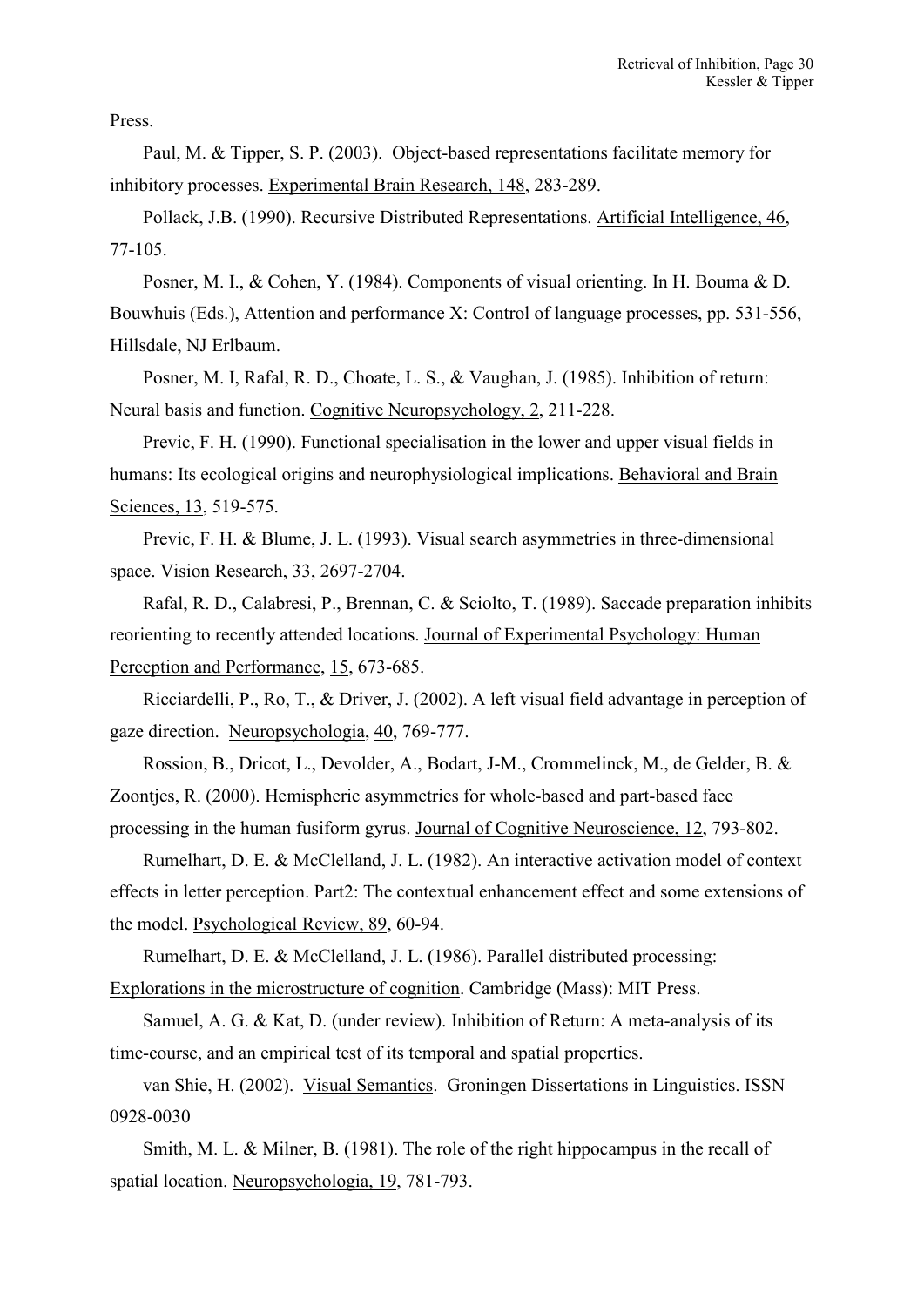Press.

Paul, M. & Tipper, S. P. (2003). Object-based representations facilitate memory for inhibitory processes. Experimental Brain Research, 148, 283-289.

Pollack, J.B. (1990). Recursive Distributed Representations. Artificial Intelligence, 46, 77-105.

Posner, M. I., & Cohen, Y. (1984). Components of visual orienting. In H. Bouma & D. Bouwhuis (Eds.), Attention and performance X: Control of language processes, pp. 531-556, Hillsdale, NJ Erlbaum.

Posner, M. I, Rafal, R. D., Choate, L. S., & Vaughan, J. (1985). Inhibition of return: Neural basis and function. Cognitive Neuropsychology, 2, 211-228.

Previc, F. H. (1990). Functional specialisation in the lower and upper visual fields in humans: Its ecological origins and neurophysiological implications. Behavioral and Brain Sciences, 13, 519-575.

Previc, F. H. & Blume, J. L. (1993). Visual search asymmetries in three-dimensional space. Vision Research, 33, 2697-2704.

Rafal, R. D., Calabresi, P., Brennan, C. & Sciolto, T. (1989). Saccade preparation inhibits reorienting to recently attended locations. Journal of Experimental Psychology: Human Perception and Performance, 15, 673-685.

Ricciardelli, P., Ro, T., & Driver, J. (2002). A left visual field advantage in perception of gaze direction. Neuropsychologia, 40, 769-777.

Rossion, B., Dricot, L., Devolder, A., Bodart, J-M., Crommelinck, M., de Gelder, B. & Zoontjes, R. (2000). Hemispheric asymmetries for whole-based and part-based face processing in the human fusiform gyrus. Journal of Cognitive Neuroscience, 12, 793-802.

Rumelhart, D. E. & McClelland, J. L. (1982). An interactive activation model of context effects in letter perception. Part2: The contextual enhancement effect and some extensions of the model. Psychological Review, 89, 60-94.

Rumelhart, D. E. & McClelland, J. L. (1986). Parallel distributed processing: Explorations in the microstructure of cognition. Cambridge (Mass): MIT Press.

Samuel, A. G. & Kat, D. (under review). Inhibition of Return: A meta-analysis of its time-course, and an empirical test of its temporal and spatial properties.

van Shie, H. (2002). Visual Semantics. Groningen Dissertations in Linguistics. ISSN 0928-0030

Smith, M. L. & Milner, B. (1981). The role of the right hippocampus in the recall of spatial location. Neuropsychologia, 19, 781-793.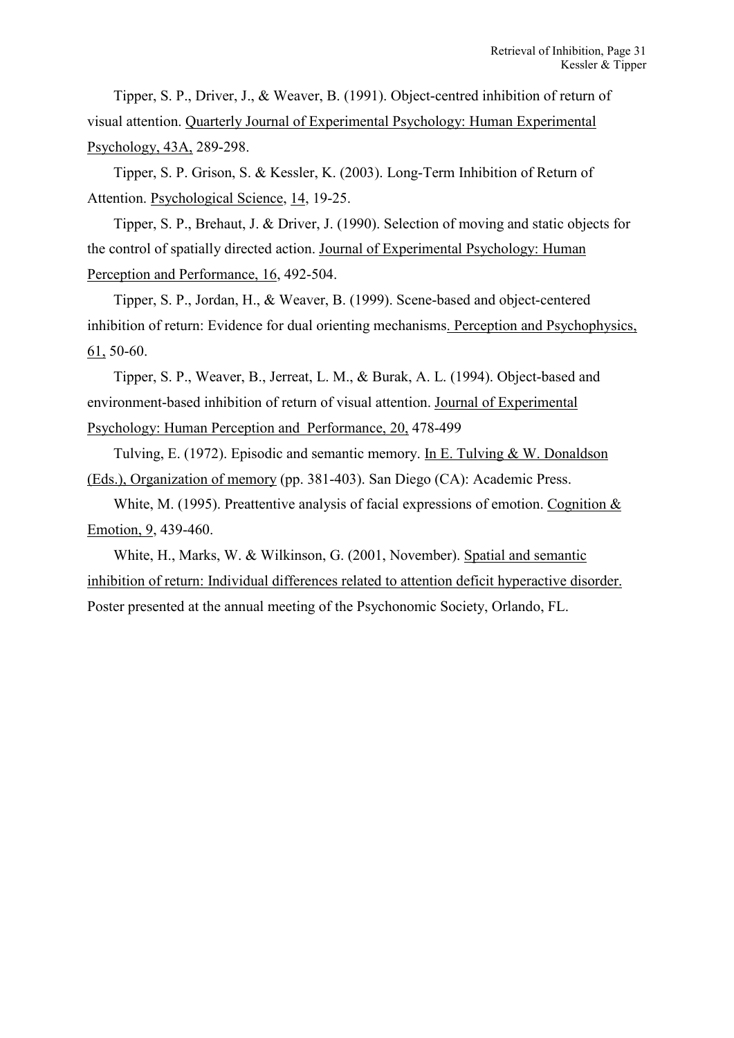Tipper, S. P., Driver, J., & Weaver, B. (1991). Object-centred inhibition of return of visual attention. Quarterly Journal of Experimental Psychology: Human Experimental Psychology, 43A, 289-298.

Tipper, S. P. Grison, S. & Kessler, K. (2003). Long-Term Inhibition of Return of Attention. Psychological Science, 14, 19-25.

Tipper, S. P., Brehaut, J. & Driver, J. (1990). Selection of moving and static objects for the control of spatially directed action. Journal of Experimental Psychology: Human Perception and Performance, 16, 492-504.

Tipper, S. P., Jordan, H., & Weaver, B. (1999). Scene-based and object-centered inhibition of return: Evidence for dual orienting mechanisms. Perception and Psychophysics, 61, 50-60.

Tipper, S. P., Weaver, B., Jerreat, L. M., & Burak, A. L. (1994). Object-based and environment-based inhibition of return of visual attention. Journal of Experimental Psychology: Human Perception and Performance, 20, 478-499

Tulving, E. (1972). Episodic and semantic memory. In E. Tulving & W. Donaldson (Eds.), Organization of memory (pp. 381-403). San Diego (CA): Academic Press.

White, M. (1995). Preattentive analysis of facial expressions of emotion. Cognition & Emotion, 9, 439-460.

White, H., Marks, W. & Wilkinson, G. (2001, November). Spatial and semantic inhibition of return: Individual differences related to attention deficit hyperactive disorder. Poster presented at the annual meeting of the Psychonomic Society, Orlando, FL.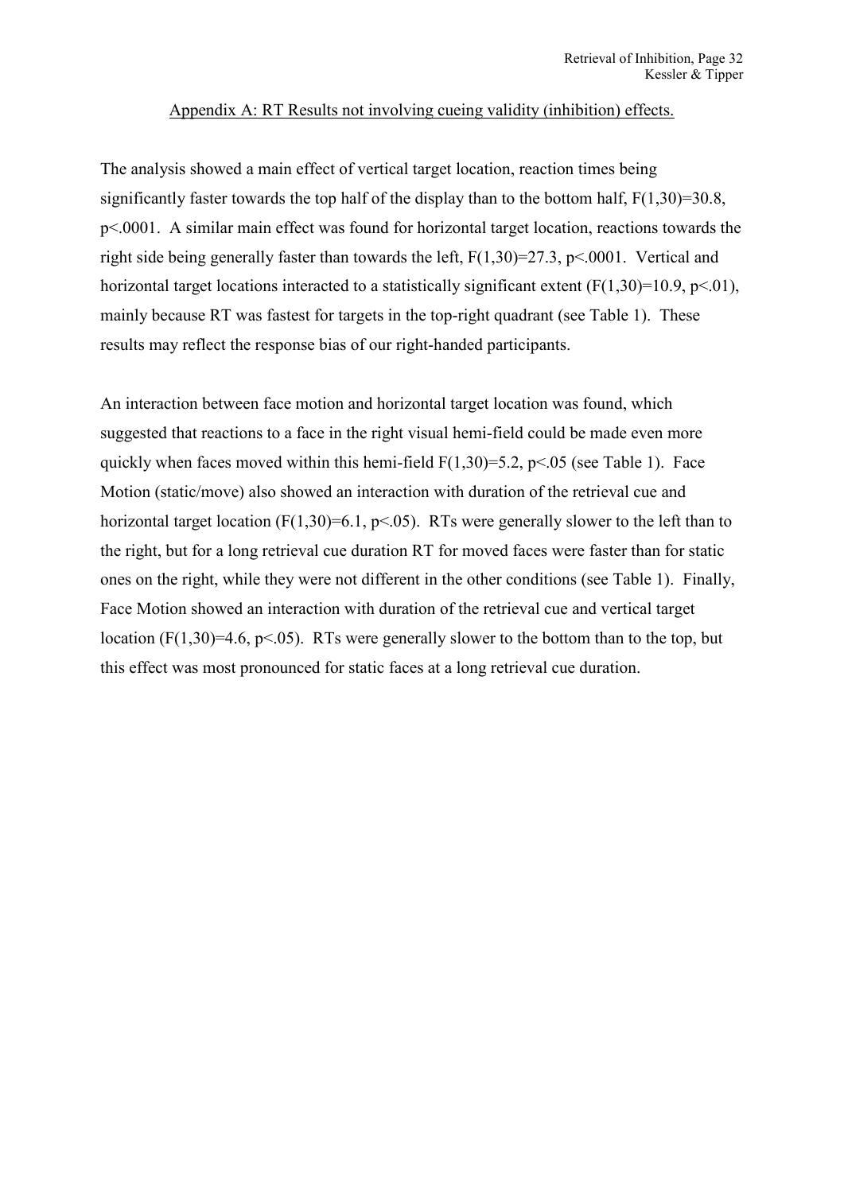## Appendix A: RT Results not involving cueing validity (inhibition) effects.

The analysis showed a main effect of vertical target location, reaction times being significantly faster towards the top half of the display than to the bottom half, $F(1,30)=30.8$, $p<.0001$. A similar main effect was found for horizontal target location, reactions towards the right side being generally faster than towards the left, $F(1,30)=27.3$, $p<.0001$. Vertical and horizontal target locations interacted to a statistically significant extent ($F(1,30)=10.9$, $p<.01$), mainly because RT was fastest for targets in the top-right quadrant (see Table 1). These results may reflect the response bias of our right-handed participants.

An interaction between face motion and horizontal target location was found, which suggested that reactions to a face in the right visual hemi-field could be made even more quickly when faces moved within this hemi-field $F(1,30)=5.2$, $p<.05$ (see Table 1). Face Motion (static/move) also showed an interaction with duration of the retrieval cue and horizontal target location ($F(1,30)=6.1$, $p<.05$). RTs were generally slower to the left than to the right, but for a long retrieval cue duration RT for moved faces were faster than for static ones on the right, while they were not different in the other conditions (see Table 1). Finally, Face Motion showed an interaction with duration of the retrieval cue and vertical target location ($F(1,30)=4.6$, $p<.05$). RTs were generally slower to the bottom than to the top, but this effect was most pronounced for static faces at a long retrieval cue duration.